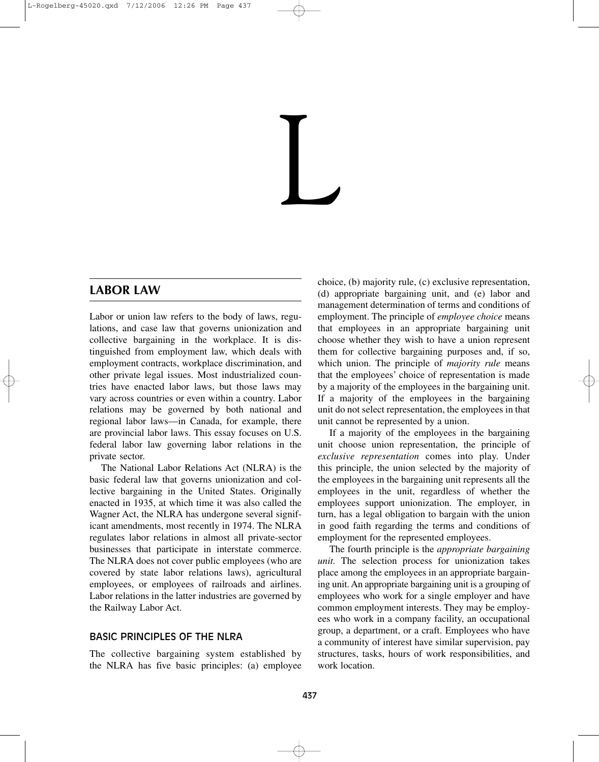# L

## LABOR LAW

Labor or union law refers to the body of laws, regulations, and case law that governs unionization and collective bargaining in the workplace. It is distinguished from employment law, which deals with employment contracts, workplace discrimination, and other private legal issues. Most industrialized countries have enacted labor laws, but those laws may vary across countries or even within a country. Labor relations may be governed by both national and regional labor laws—in Canada, for example, there are provincial labor laws. This essay focuses on U.S. federal labor law governing labor relations in the private sector.

The National Labor Relations Act (NLRA) is the basic federal law that governs unionization and collective bargaining in the United States. Originally enacted in 1935, at which time it was also called the Wagner Act, the NLRA has undergone several significant amendments, most recently in 1974. The NLRA regulates labor relations in almost all private-sector businesses that participate in interstate commerce. The NLRA does not cover public employees (who are covered by state labor relations laws), agricultural employees, or employees of railroads and airlines. Labor relations in the latter industries are governed by the Railway Labor Act.

### BASIC PRINCIPLES OF THE NLRA

The collective bargaining system established by the NLRA has five basic principles: (a) employee choice, (b) majority rule, (c) exclusive representation, (d) appropriate bargaining unit, and (e) labor and management determination of terms and conditions of employment. The principle of *employee choice* means that employees in an appropriate bargaining unit choose whether they wish to have a union represent them for collective bargaining purposes and, if so, which union. The principle of *majority rule* means that the employees' choice of representation is made by a majority of the employees in the bargaining unit. If a majority of the employees in the bargaining unit do not select representation, the employees in that unit cannot be represented by a union.

If a majority of the employees in the bargaining unit choose union representation, the principle of *exclusive representation* comes into play. Under this principle, the union selected by the majority of the employees in the bargaining unit represents all the employees in the unit, regardless of whether the employees support unionization. The employer, in turn, has a legal obligation to bargain with the union in good faith regarding the terms and conditions of employment for the represented employees.

The fourth principle is the *appropriate bargaining unit.* The selection process for unionization takes place among the employees in an appropriate bargaining unit. An appropriate bargaining unit is a grouping of employees who work for a single employer and have common employment interests. They may be employees who work in a company facility, an occupational group, a department, or a craft. Employees who have a community of interest have similar supervision, pay structures, tasks, hours of work responsibilities, and work location.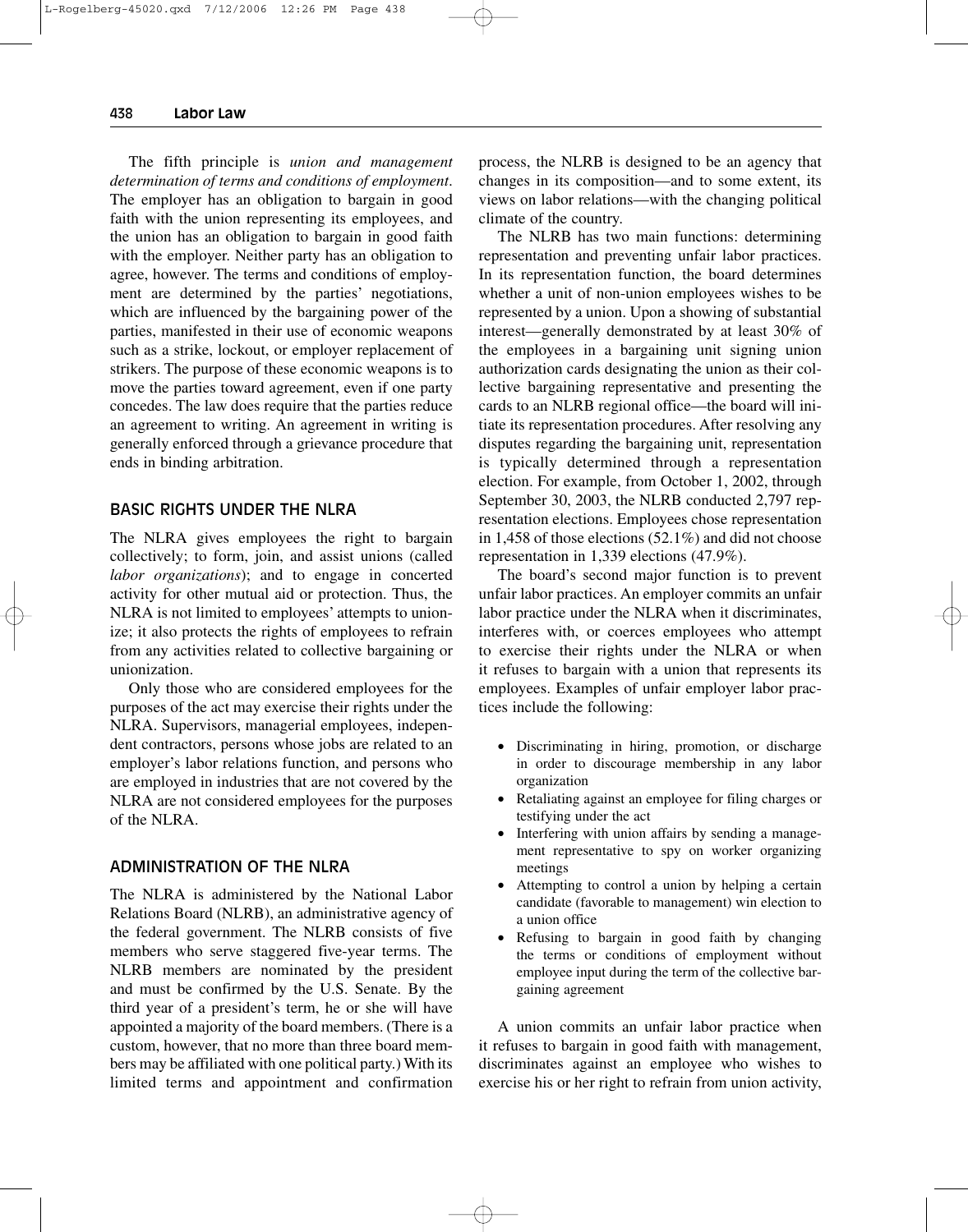The fifth principle is *union and management determination of terms and conditions of employment*. The employer has an obligation to bargain in good faith with the union representing its employees, and the union has an obligation to bargain in good faith with the employer. Neither party has an obligation to agree, however. The terms and conditions of employment are determined by the parties' negotiations, which are influenced by the bargaining power of the parties, manifested in their use of economic weapons such as a strike, lockout, or employer replacement of strikers. The purpose of these economic weapons is to move the parties toward agreement, even if one party concedes. The law does require that the parties reduce an agreement to writing. An agreement in writing is generally enforced through a grievance procedure that ends in binding arbitration.

## BASIC RIGHTS UNDER THE NLRA

The NLRA gives employees the right to bargain collectively; to form, join, and assist unions (called *labor organizations*); and to engage in concerted activity for other mutual aid or protection. Thus, the NLRA is not limited to employees' attempts to unionize; it also protects the rights of employees to refrain from any activities related to collective bargaining or unionization.

Only those who are considered employees for the purposes of the act may exercise their rights under the NLRA. Supervisors, managerial employees, independent contractors, persons whose jobs are related to an employer's labor relations function, and persons who are employed in industries that are not covered by the NLRA are not considered employees for the purposes of the NLRA.

## ADMINISTRATION OF THE NLRA

The NLRA is administered by the National Labor Relations Board (NLRB), an administrative agency of the federal government. The NLRB consists of five members who serve staggered five-year terms. The NLRB members are nominated by the president and must be confirmed by the U.S. Senate. By the third year of a president's term, he or she will have appointed a majority of the board members. (There is a custom, however, that no more than three board members may be affiliated with one political party.) With its limited terms and appointment and confirmation process, the NLRB is designed to be an agency that changes in its composition—and to some extent, its views on labor relations—with the changing political climate of the country.

The NLRB has two main functions: determining representation and preventing unfair labor practices. In its representation function, the board determines whether a unit of non-union employees wishes to be represented by a union. Upon a showing of substantial interest—generally demonstrated by at least 30% of the employees in a bargaining unit signing union authorization cards designating the union as their collective bargaining representative and presenting the cards to an NLRB regional office—the board will initiate its representation procedures. After resolving any disputes regarding the bargaining unit, representation is typically determined through a representation election. For example, from October 1, 2002, through September 30, 2003, the NLRB conducted 2,797 representation elections. Employees chose representation in 1,458 of those elections (52.1%) and did not choose representation in 1,339 elections (47.9%).

The board's second major function is to prevent unfair labor practices. An employer commits an unfair labor practice under the NLRA when it discriminates, interferes with, or coerces employees who attempt to exercise their rights under the NLRA or when it refuses to bargain with a union that represents its employees. Examples of unfair employer labor practices include the following:

- Discriminating in hiring, promotion, or discharge in order to discourage membership in any labor organization
- Retaliating against an employee for filing charges or testifying under the act
- Interfering with union affairs by sending a management representative to spy on worker organizing meetings
- Attempting to control a union by helping a certain candidate (favorable to management) win election to a union office
- Refusing to bargain in good faith by changing the terms or conditions of employment without employee input during the term of the collective bargaining agreement

A union commits an unfair labor practice when it refuses to bargain in good faith with management, discriminates against an employee who wishes to exercise his or her right to refrain from union activity,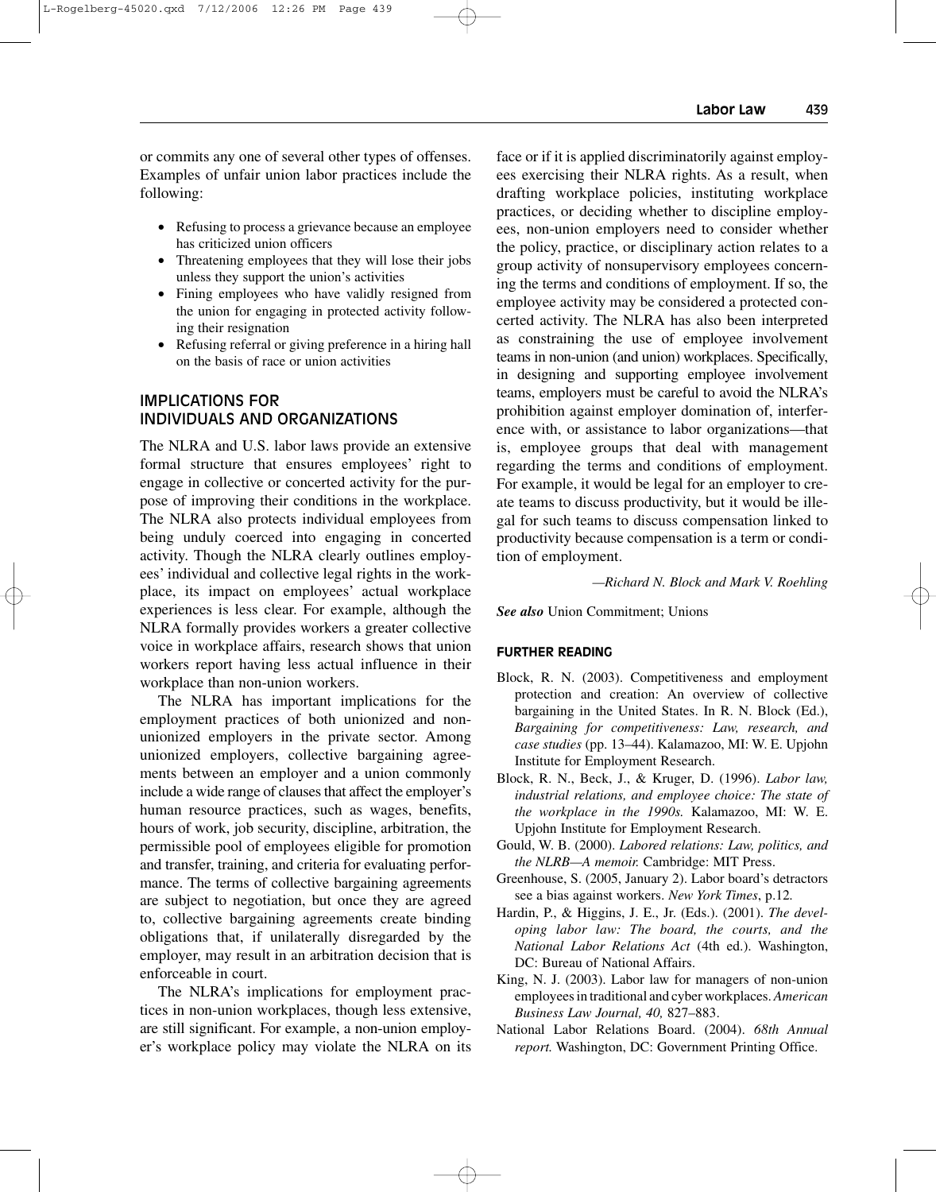or commits any one of several other types of offenses. Examples of unfair union labor practices include the following:

- Refusing to process a grievance because an employee has criticized union officers
- Threatening employees that they will lose their jobs unless they support the union's activities
- Fining employees who have validly resigned from the union for engaging in protected activity following their resignation
- Refusing referral or giving preference in a hiring hall on the basis of race or union activities

## IMPLICATIONS FOR INDIVIDUALS AND ORGANIZATIONS

The NLRA and U.S. labor laws provide an extensive formal structure that ensures employees' right to engage in collective or concerted activity for the purpose of improving their conditions in the workplace. The NLRA also protects individual employees from being unduly coerced into engaging in concerted activity. Though the NLRA clearly outlines employees' individual and collective legal rights in the workplace, its impact on employees' actual workplace experiences is less clear. For example, although the NLRA formally provides workers a greater collective voice in workplace affairs, research shows that union workers report having less actual influence in their workplace than non-union workers.

The NLRA has important implications for the employment practices of both unionized and non-unionized employers in the private sector. Among unionized employers, collective bargaining agreements between an employer and a union commonly include a wide range of clauses that affect the employer's human resource practices, such as wages, benefits, hours of work, job security, discipline, arbitration, the permissible pool of employees eligible for promotion and transfer, training, and criteria for evaluating performance. The terms of collective bargaining agreements are subject to negotiation, but once they are agreed to, collective bargaining agreements create binding obligations that, if unilaterally disregarded by the employer, may result in an arbitration decision that is enforceable in court.

The NLRA's implications for employment practices in non-union workplaces, though less extensive, are still significant. For example, a non-union employer's workplace policy may violate the NLRA on its face or if it is applied discriminatorily against employees exercising their NLRA rights. As a result, when drafting workplace policies, instituting workplace practices, or deciding whether to discipline employees, non-union employers need to consider whether the policy, practice, or disciplinary action relates to a group activity of nonsupervisory employees concerning the terms and conditions of employment. If so, the employee activity may be considered a protected concerted activity. The NLRA has also been interpreted as constraining the use of employee involvement teams in non-union (and union) workplaces. Specifically, in designing and supporting employee involvement teams, employers must be careful to avoid the NLRA's prohibition against employer domination of, interference with, or assistance to labor organizations—that is, employee groups that deal with management regarding the terms and conditions of employment. For example, it would be legal for an employer to create teams to discuss productivity, but it would be illegal for such teams to discuss compensation linked to productivity because compensation is a term or condition of employment.

*—Richard N. Block and Mark V. Roehling*

***See also*** Union Commitment; Unions

### FURTHER READING

- Block, R. N. (2003). Competitiveness and employment protection and creation: An overview of collective bargaining in the United States. In R. N. Block (Ed.), *Bargaining for competitiveness: Law, research, and case studies* (pp. 13–44). Kalamazoo, MI: W. E. Upjohn Institute for Employment Research.
- Block, R. N., Beck, J., & Kruger, D. (1996). *Labor law, industrial relations, and employee choice: The state of the workplace in the 1990s.* Kalamazoo, MI: W. E. Upjohn Institute for Employment Research.
- Gould, W. B. (2000). *Labored relations: Law, politics, and the NLRB—A memoir.* Cambridge: MIT Press.
- Greenhouse, S. (2005, January 2). Labor board's detractors see a bias against workers. *New York Times*, p.12.
- Hardin, P., & Higgins, J. E., Jr. (Eds.). (2001). *The developing labor law: The board, the courts, and the National Labor Relations Act* (4th ed.). Washington, DC: Bureau of National Affairs.
- King, N. J. (2003). Labor law for managers of non-union employees in traditional and cyber workplaces. *American Business Law Journal, 40,* 827–883.
- National Labor Relations Board. (2004). *68th Annual report.* Washington, DC: Government Printing Office.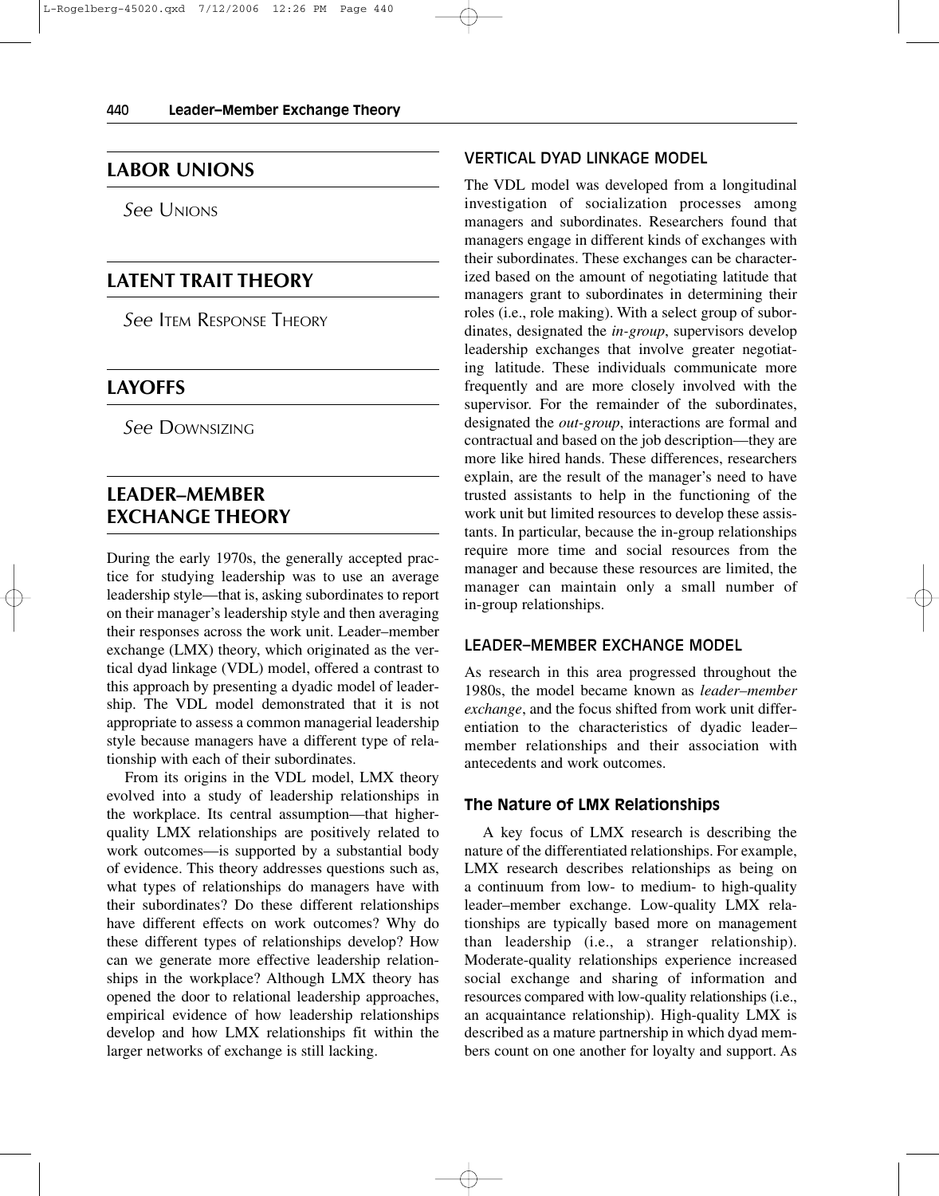## LABOR UNIONS

*See* UNIONS

## LATENT TRAIT THEORY

*See* ITEM RESPONSE THEORY

## LAYOFFS

*See* DOWNSIZING

## LEADER–MEMBER EXCHANGE THEORY

During the early 1970s, the generally accepted practice for studying leadership was to use an average leadership style—that is, asking subordinates to report on their manager's leadership style and then averaging their responses across the work unit. Leader–member exchange (LMX) theory, which originated as the vertical dyad linkage (VDL) model, offered a contrast to this approach by presenting a dyadic model of leadership. The VDL model demonstrated that it is not appropriate to assess a common managerial leadership style because managers have a different type of relationship with each of their subordinates.

From its origins in the VDL model, LMX theory evolved into a study of leadership relationships in the workplace. Its central assumption—that higher-quality LMX relationships are positively related to work outcomes—is supported by a substantial body of evidence. This theory addresses questions such as, what types of relationships do managers have with their subordinates? Do these different relationships have different effects on work outcomes? Why do these different types of relationships develop? How can we generate more effective leadership relationships in the workplace? Although LMX theory has opened the door to relational leadership approaches, empirical evidence of how leadership relationships develop and how LMX relationships fit within the larger networks of exchange is still lacking.

### VERTICAL DYAD LINKAGE MODEL

The VDL model was developed from a longitudinal investigation of socialization processes among managers and subordinates. Researchers found that managers engage in different kinds of exchanges with their subordinates. These exchanges can be characterized based on the amount of negotiating latitude that managers grant to subordinates in determining their roles (i.e., role making). With a select group of subordinates, designated the *in-group*, supervisors develop leadership exchanges that involve greater negotiating latitude. These individuals communicate more frequently and are more closely involved with the supervisor. For the remainder of the subordinates, designated the *out-group*, interactions are formal and contractual and based on the job description—they are more like hired hands. These differences, researchers explain, are the result of the manager's need to have trusted assistants to help in the functioning of the work unit but limited resources to develop these assistants. In particular, because the in-group relationships require more time and social resources from the manager and because these resources are limited, the manager can maintain only a small number of in-group relationships.

### LEADER–MEMBER EXCHANGE MODEL

As research in this area progressed throughout the 1980s, the model became known as *leader–member exchange*, and the focus shifted from work unit differentiation to the characteristics of dyadic leader–member relationships and their association with antecedents and work outcomes.

#### The Nature of LMX Relationships

A key focus of LMX research is describing the nature of the differentiated relationships. For example, LMX research describes relationships as being on a continuum from low- to medium- to high-quality leader–member exchange. Low-quality LMX relationships are typically based more on management than leadership (i.e., a stranger relationship). Moderate-quality relationships experience increased social exchange and sharing of information and resources compared with low-quality relationships (i.e., an acquaintance relationship). High-quality LMX is described as a mature partnership in which dyad members count on one another for loyalty and support. As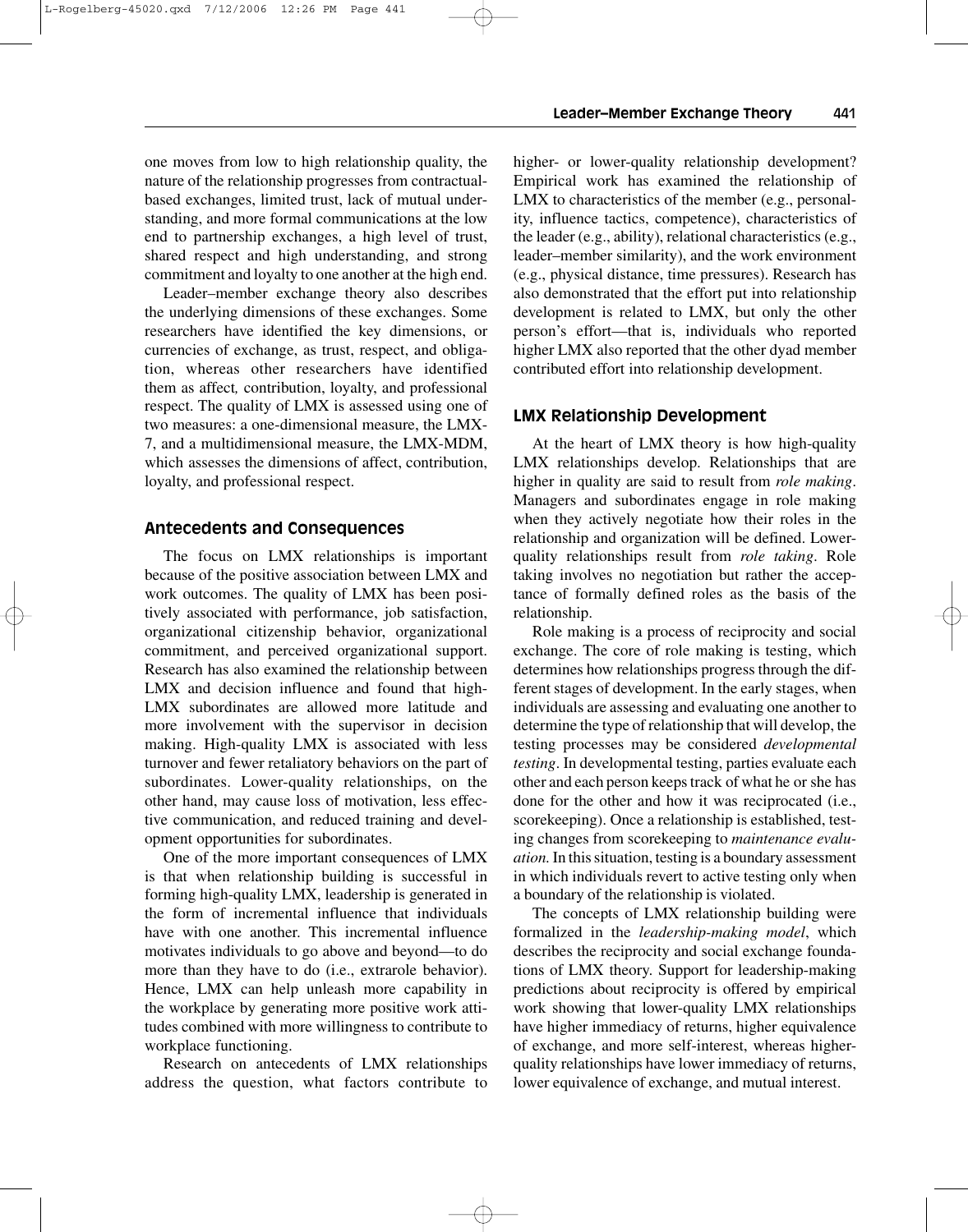one moves from low to high relationship quality, the nature of the relationship progresses from contractual-based exchanges, limited trust, lack of mutual understanding, and more formal communications at the low end to partnership exchanges, a high level of trust, shared respect and high understanding, and strong commitment and loyalty to one another at the high end.

Leader–member exchange theory also describes the underlying dimensions of these exchanges. Some researchers have identified the key dimensions, or currencies of exchange, as trust, respect, and obligation, whereas other researchers have identified them as affect*,* contribution, loyalty, and professional respect. The quality of LMX is assessed using one of two measures: a one-dimensional measure, the LMX-7, and a multidimensional measure, the LMX-MDM, which assesses the dimensions of affect, contribution, loyalty, and professional respect.

## Antecedents and Consequences

The focus on LMX relationships is important because of the positive association between LMX and work outcomes. The quality of LMX has been positively associated with performance, job satisfaction, organizational citizenship behavior, organizational commitment, and perceived organizational support. Research has also examined the relationship between LMX and decision influence and found that high-LMX subordinates are allowed more latitude and more involvement with the supervisor in decision making. High-quality LMX is associated with less turnover and fewer retaliatory behaviors on the part of subordinates. Lower-quality relationships, on the other hand, may cause loss of motivation, less effective communication, and reduced training and development opportunities for subordinates.

One of the more important consequences of LMX is that when relationship building is successful in forming high-quality LMX, leadership is generated in the form of incremental influence that individuals have with one another. This incremental influence motivates individuals to go above and beyond—to do more than they have to do (i.e., extrarole behavior). Hence, LMX can help unleash more capability in the workplace by generating more positive work attitudes combined with more willingness to contribute to workplace functioning.

Research on antecedents of LMX relationships address the question, what factors contribute to higher- or lower-quality relationship development? Empirical work has examined the relationship of LMX to characteristics of the member (e.g., personality, influence tactics, competence), characteristics of the leader (e.g., ability), relational characteristics (e.g., leader–member similarity), and the work environment (e.g., physical distance, time pressures). Research has also demonstrated that the effort put into relationship development is related to LMX, but only the other person's effort—that is, individuals who reported higher LMX also reported that the other dyad member contributed effort into relationship development.

## LMX Relationship Development

At the heart of LMX theory is how high-quality LMX relationships develop. Relationships that are higher in quality are said to result from *role making*. Managers and subordinates engage in role making when they actively negotiate how their roles in the relationship and organization will be defined. Lower-quality relationships result from *role taking*. Role taking involves no negotiation but rather the acceptance of formally defined roles as the basis of the relationship.

Role making is a process of reciprocity and social exchange. The core of role making is testing, which determines how relationships progress through the different stages of development. In the early stages, when individuals are assessing and evaluating one another to determine the type of relationship that will develop, the testing processes may be considered *developmental testing*. In developmental testing, parties evaluate each other and each person keeps track of what he or she has done for the other and how it was reciprocated (i.e., scorekeeping). Once a relationship is established, testing changes from scorekeeping to *maintenance evaluation.* In this situation, testing is a boundary assessment in which individuals revert to active testing only when a boundary of the relationship is violated.

The concepts of LMX relationship building were formalized in the *leadership-making model*, which describes the reciprocity and social exchange foundations of LMX theory. Support for leadership-making predictions about reciprocity is offered by empirical work showing that lower-quality LMX relationships have higher immediacy of returns, higher equivalence of exchange, and more self-interest, whereas higher-quality relationships have lower immediacy of returns, lower equivalence of exchange, and mutual interest.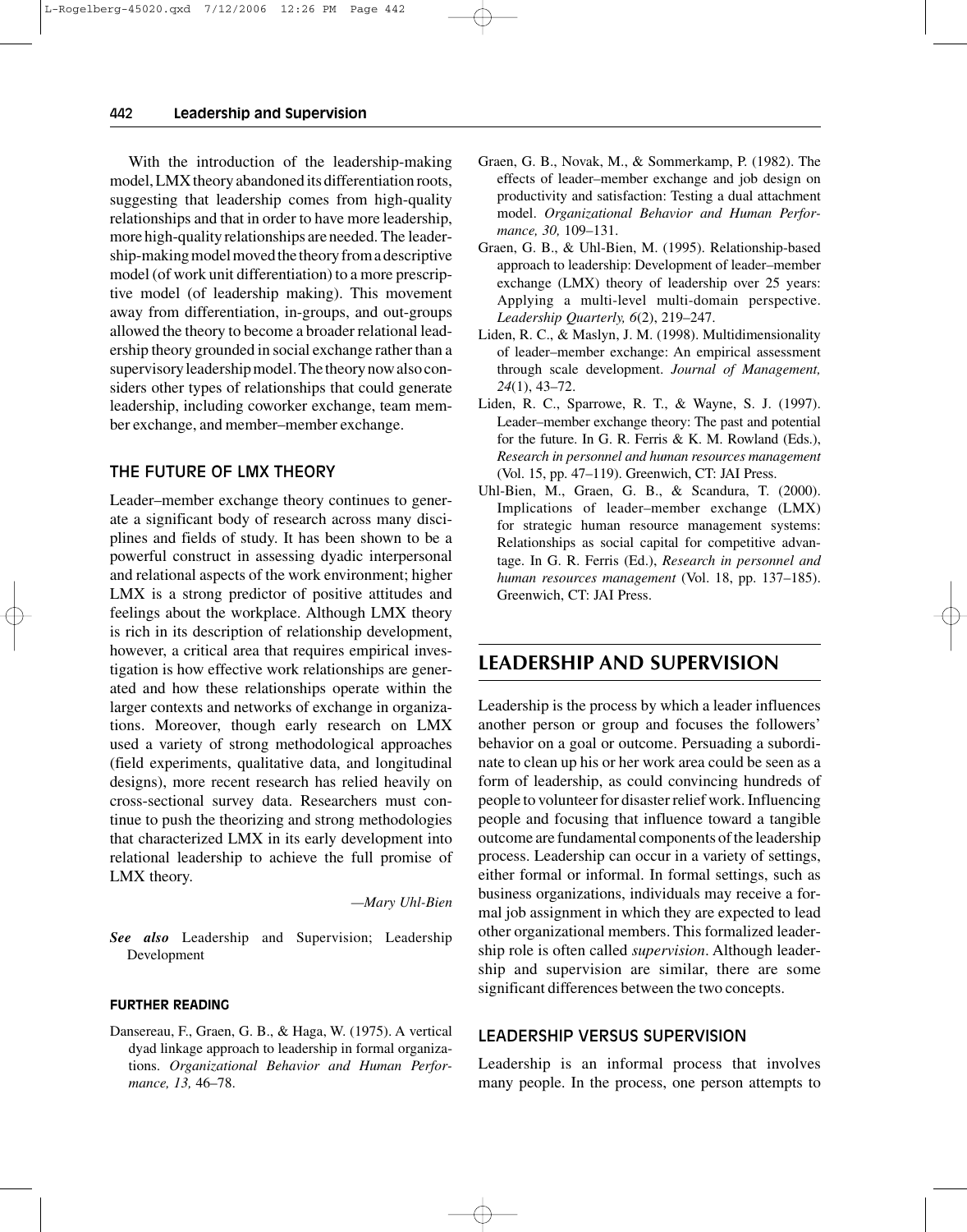With the introduction of the leadership-making model, LMX theory abandoned its differentiation roots, suggesting that leadership comes from high-quality relationships and that in order to have more leadership, more high-quality relationships are needed. The leadership-making model moved the theory from a descriptive model (of work unit differentiation) to a more prescriptive model (of leadership making). This movement away from differentiation, in-groups, and out-groups allowed the theory to become a broader relational leadership theory grounded in social exchange rather than a supervisory leadership model. The theory now also considers other types of relationships that could generate leadership, including coworker exchange, team member exchange, and member–member exchange.

### THE FUTURE OF LMX THEORY

Leader–member exchange theory continues to generate a significant body of research across many disciplines and fields of study. It has been shown to be a powerful construct in assessing dyadic interpersonal and relational aspects of the work environment; higher LMX is a strong predictor of positive attitudes and feelings about the workplace. Although LMX theory is rich in its description of relationship development, however, a critical area that requires empirical investigation is how effective work relationships are generated and how these relationships operate within the larger contexts and networks of exchange in organizations. Moreover, though early research on LMX used a variety of strong methodological approaches (field experiments, qualitative data, and longitudinal designs), more recent research has relied heavily on cross-sectional survey data. Researchers must continue to push the theorizing and strong methodologies that characterized LMX in its early development into relational leadership to achieve the full promise of LMX theory.

—*Mary Uhl-Bien*

***See also*** Leadership and Supervision; Leadership Development

#### FURTHER READING

Dansereau, F., Graen, G. B., & Haga, W. (1975). A vertical dyad linkage approach to leadership in formal organizations. *Organizational Behavior and Human Performance, 13,* 46–78.

Graen, G. B., Novak, M., & Sommerkamp, P. (1982). The effects of leader–member exchange and job design on productivity and satisfaction: Testing a dual attachment model. *Organizational Behavior and Human Performance, 30,* 109–131.

Graen, G. B., & Uhl-Bien, M. (1995). Relationship-based approach to leadership: Development of leader–member exchange (LMX) theory of leadership over 25 years: Applying a multi-level multi-domain perspective. *Leadership Quarterly, 6*(2), 219–247.

Liden, R. C., & Maslyn, J. M. (1998). Multidimensionality of leader–member exchange: An empirical assessment through scale development. *Journal of Management, 24*(1), 43–72.

Liden, R. C., Sparrowe, R. T., & Wayne, S. J. (1997). Leader–member exchange theory: The past and potential for the future. In G. R. Ferris & K. M. Rowland (Eds.), *Research in personnel and human resources management* (Vol. 15, pp. 47–119). Greenwich, CT: JAI Press.

Uhl-Bien, M., Graen, G. B., & Scandura, T. (2000). Implications of leader–member exchange (LMX) for strategic human resource management systems: Relationships as social capital for competitive advantage. In G. R. Ferris (Ed.), *Research in personnel and human resources management* (Vol. 18, pp. 137–185). Greenwich, CT: JAI Press.

## LEADERSHIP AND SUPERVISION

Leadership is the process by which a leader influences another person or group and focuses the followers' behavior on a goal or outcome. Persuading a subordinate to clean up his or her work area could be seen as a form of leadership, as could convincing hundreds of people to volunteer for disaster relief work. Influencing people and focusing that influence toward a tangible outcome are fundamental components of the leadership process. Leadership can occur in a variety of settings, either formal or informal. In formal settings, such as business organizations, individuals may receive a formal job assignment in which they are expected to lead other organizational members. This formalized leadership role is often called *supervision*. Although leadership and supervision are similar, there are some significant differences between the two concepts.

### LEADERSHIP VERSUS SUPERVISION

Leadership is an informal process that involves many people. In the process, one person attempts to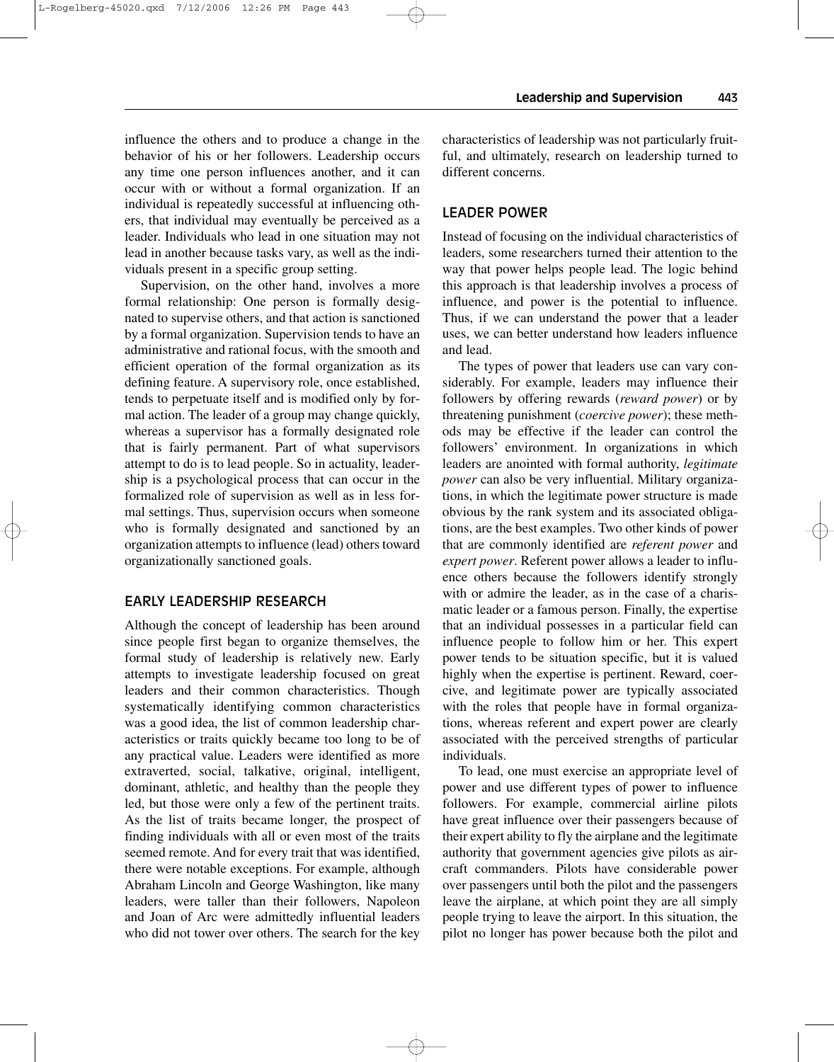influence the others and to produce a change in the behavior of his or her followers. Leadership occurs any time one person influences another, and it can occur with or without a formal organization. If an individual is repeatedly successful at influencing others, that individual may eventually be perceived as a leader. Individuals who lead in one situation may not lead in another because tasks vary, as well as the individuals present in a specific group setting.

Supervision, on the other hand, involves a more formal relationship: One person is formally designated to supervise others, and that action is sanctioned by a formal organization. Supervision tends to have an administrative and rational focus, with the smooth and efficient operation of the formal organization as its defining feature. A supervisory role, once established, tends to perpetuate itself and is modified only by formal action. The leader of a group may change quickly, whereas a supervisor has a formally designated role that is fairly permanent. Part of what supervisors attempt to do is to lead people. So in actuality, leadership is a psychological process that can occur in the formalized role of supervision as well as in less formal settings. Thus, supervision occurs when someone who is formally designated and sanctioned by an organization attempts to influence (lead) others toward organizationally sanctioned goals.

## EARLY LEADERSHIP RESEARCH

Although the concept of leadership has been around since people first began to organize themselves, the formal study of leadership is relatively new. Early attempts to investigate leadership focused on great leaders and their common characteristics. Though systematically identifying common characteristics was a good idea, the list of common leadership characteristics or traits quickly became too long to be of any practical value. Leaders were identified as more extraverted, social, talkative, original, intelligent, dominant, athletic, and healthy than the people they led, but those were only a few of the pertinent traits. As the list of traits became longer, the prospect of finding individuals with all or even most of the traits seemed remote. And for every trait that was identified, there were notable exceptions. For example, although Abraham Lincoln and George Washington, like many leaders, were taller than their followers, Napoleon and Joan of Arc were admittedly influential leaders who did not tower over others. The search for the key characteristics of leadership was not particularly fruitful, and ultimately, research on leadership turned to different concerns.

## LEADER POWER

Instead of focusing on the individual characteristics of leaders, some researchers turned their attention to the way that power helps people lead. The logic behind this approach is that leadership involves a process of influence, and power is the potential to influence. Thus, if we can understand the power that a leader uses, we can better understand how leaders influence and lead.

The types of power that leaders use can vary considerably. For example, leaders may influence their followers by offering rewards (*reward power*) or by threatening punishment (*coercive power*); these methods may be effective if the leader can control the followers' environment. In organizations in which leaders are anointed with formal authority, *legitimate power* can also be very influential. Military organizations, in which the legitimate power structure is made obvious by the rank system and its associated obligations, are the best examples. Two other kinds of power that are commonly identified are *referent power* and *expert power*. Referent power allows a leader to influence others because the followers identify strongly with or admire the leader, as in the case of a charismatic leader or a famous person. Finally, the expertise that an individual possesses in a particular field can influence people to follow him or her. This expert power tends to be situation specific, but it is valued highly when the expertise is pertinent. Reward, coercive, and legitimate power are typically associated with the roles that people have in formal organizations, whereas referent and expert power are clearly associated with the perceived strengths of particular individuals.

To lead, one must exercise an appropriate level of power and use different types of power to influence followers. For example, commercial airline pilots have great influence over their passengers because of their expert ability to fly the airplane and the legitimate authority that government agencies give pilots as aircraft commanders. Pilots have considerable power over passengers until both the pilot and the passengers leave the airplane, at which point they are all simply people trying to leave the airport. In this situation, the pilot no longer has power because both the pilot and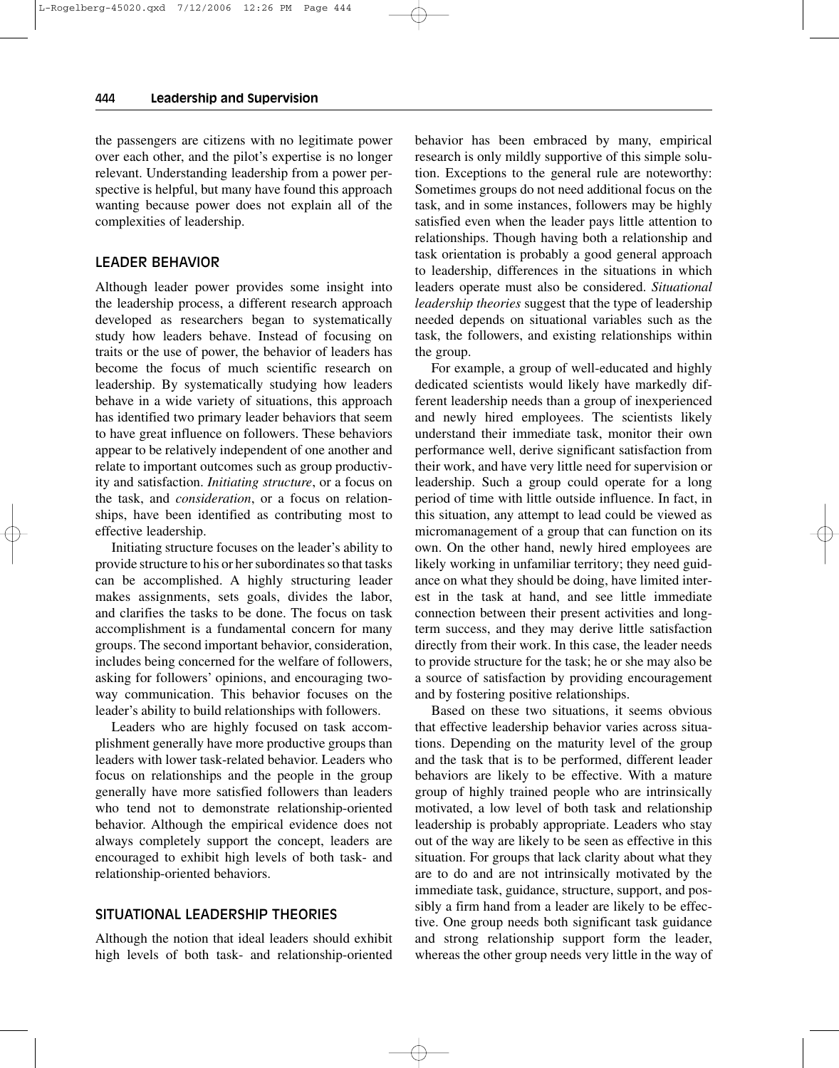the passengers are citizens with no legitimate power over each other, and the pilot's expertise is no longer relevant. Understanding leadership from a power perspective is helpful, but many have found this approach wanting because power does not explain all of the complexities of leadership.

## LEADER BEHAVIOR

Although leader power provides some insight into the leadership process, a different research approach developed as researchers began to systematically study how leaders behave. Instead of focusing on traits or the use of power, the behavior of leaders has become the focus of much scientific research on leadership. By systematically studying how leaders behave in a wide variety of situations, this approach has identified two primary leader behaviors that seem to have great influence on followers. These behaviors appear to be relatively independent of one another and relate to important outcomes such as group productivity and satisfaction. *Initiating structure*, or a focus on the task, and *consideration*, or a focus on relationships, have been identified as contributing most to effective leadership.

Initiating structure focuses on the leader's ability to provide structure to his or her subordinates so that tasks can be accomplished. A highly structuring leader makes assignments, sets goals, divides the labor, and clarifies the tasks to be done. The focus on task accomplishment is a fundamental concern for many groups. The second important behavior, consideration, includes being concerned for the welfare of followers, asking for followers' opinions, and encouraging two-way communication. This behavior focuses on the leader's ability to build relationships with followers.

Leaders who are highly focused on task accomplishment generally have more productive groups than leaders with lower task-related behavior. Leaders who focus on relationships and the people in the group generally have more satisfied followers than leaders who tend not to demonstrate relationship-oriented behavior. Although the empirical evidence does not always completely support the concept, leaders are encouraged to exhibit high levels of both task- and relationship-oriented behaviors.

## SITUATIONAL LEADERSHIP THEORIES

Although the notion that ideal leaders should exhibit high levels of both task- and relationship-oriented behavior has been embraced by many, empirical research is only mildly supportive of this simple solution. Exceptions to the general rule are noteworthy: Sometimes groups do not need additional focus on the task, and in some instances, followers may be highly satisfied even when the leader pays little attention to relationships. Though having both a relationship and task orientation is probably a good general approach to leadership, differences in the situations in which leaders operate must also be considered. *Situational leadership theories* suggest that the type of leadership needed depends on situational variables such as the task, the followers, and existing relationships within the group.

For example, a group of well-educated and highly dedicated scientists would likely have markedly different leadership needs than a group of inexperienced and newly hired employees. The scientists likely understand their immediate task, monitor their own performance well, derive significant satisfaction from their work, and have very little need for supervision or leadership. Such a group could operate for a long period of time with little outside influence. In fact, in this situation, any attempt to lead could be viewed as micromanagement of a group that can function on its own. On the other hand, newly hired employees are likely working in unfamiliar territory; they need guidance on what they should be doing, have limited interest in the task at hand, and see little immediate connection between their present activities and long-term success, and they may derive little satisfaction directly from their work. In this case, the leader needs to provide structure for the task; he or she may also be a source of satisfaction by providing encouragement and by fostering positive relationships.

Based on these two situations, it seems obvious that effective leadership behavior varies across situations. Depending on the maturity level of the group and the task that is to be performed, different leader behaviors are likely to be effective. With a mature group of highly trained people who are intrinsically motivated, a low level of both task and relationship leadership is probably appropriate. Leaders who stay out of the way are likely to be seen as effective in this situation. For groups that lack clarity about what they are to do and are not intrinsically motivated by the immediate task, guidance, structure, support, and possibly a firm hand from a leader are likely to be effective. One group needs both significant task guidance and strong relationship support form the leader, whereas the other group needs very little in the way of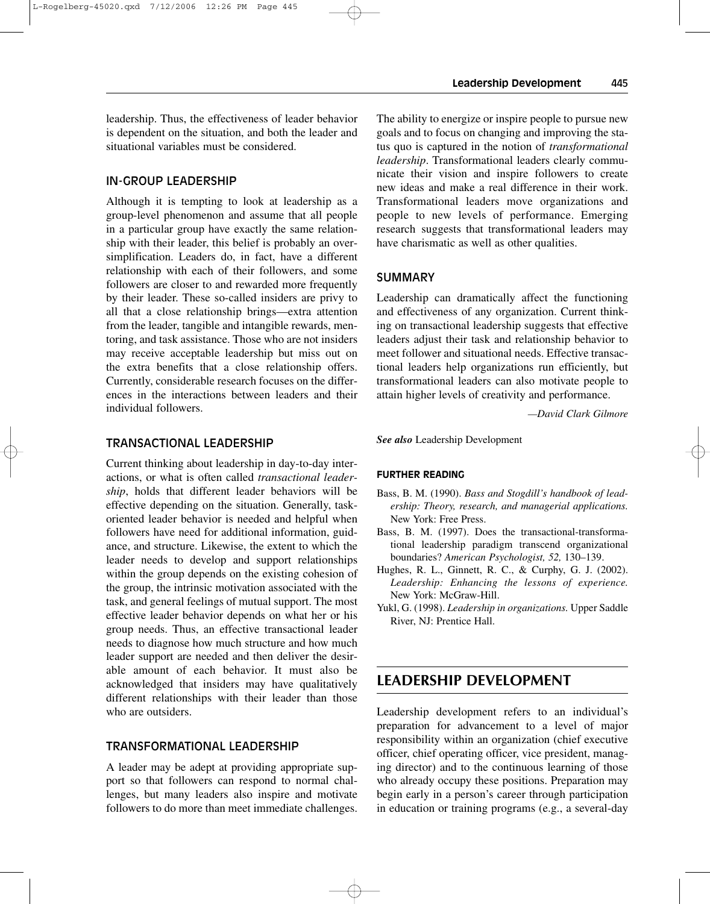leadership. Thus, the effectiveness of leader behavior is dependent on the situation, and both the leader and situational variables must be considered.

### IN-GROUP LEADERSHIP

Although it is tempting to look at leadership as a group-level phenomenon and assume that all people in a particular group have exactly the same relationship with their leader, this belief is probably an oversimplification. Leaders do, in fact, have a different relationship with each of their followers, and some followers are closer to and rewarded more frequently by their leader. These so-called insiders are privy to all that a close relationship brings—extra attention from the leader, tangible and intangible rewards, mentoring, and task assistance. Those who are not insiders may receive acceptable leadership but miss out on the extra benefits that a close relationship offers. Currently, considerable research focuses on the differences in the interactions between leaders and their individual followers.

### TRANSACTIONAL LEADERSHIP

Current thinking about leadership in day-to-day interactions, or what is often called *transactional leadership*, holds that different leader behaviors will be effective depending on the situation. Generally, task-oriented leader behavior is needed and helpful when followers have need for additional information, guidance, and structure. Likewise, the extent to which the leader needs to develop and support relationships within the group depends on the existing cohesion of the group, the intrinsic motivation associated with the task, and general feelings of mutual support. The most effective leader behavior depends on what her or his group needs. Thus, an effective transactional leader needs to diagnose how much structure and how much leader support are needed and then deliver the desirable amount of each behavior. It must also be acknowledged that insiders may have qualitatively different relationships with their leader than those who are outsiders.

### TRANSFORMATIONAL LEADERSHIP

A leader may be adept at providing appropriate support so that followers can respond to normal challenges, but many leaders also inspire and motivate followers to do more than meet immediate challenges. The ability to energize or inspire people to pursue new goals and to focus on changing and improving the status quo is captured in the notion of *transformational leadership*. Transformational leaders clearly communicate their vision and inspire followers to create new ideas and make a real difference in their work. Transformational leaders move organizations and people to new levels of performance. Emerging research suggests that transformational leaders may have charismatic as well as other qualities.

### SUMMARY

Leadership can dramatically affect the functioning and effectiveness of any organization. Current thinking on transactional leadership suggests that effective leaders adjust their task and relationship behavior to meet follower and situational needs. Effective transactional leaders help organizations run efficiently, but transformational leaders can also motivate people to attain higher levels of creativity and performance.

*—David Clark Gilmore*

***See also*** Leadership Development

#### FURTHER READING

Bass, B. M. (1990). *Bass and Stogdill's handbook of leadership: Theory, research, and managerial applications.* New York: Free Press.

Bass, B. M. (1997). Does the transactional-transformational leadership paradigm transcend organizational boundaries? *American Psychologist, 52,* 130–139.

Hughes, R. L., Ginnett, R. C., & Curphy, G. J. (2002). *Leadership: Enhancing the lessons of experience.* New York: McGraw-Hill.

Yukl, G. (1998). *Leadership in organizations.* Upper Saddle River, NJ: Prentice Hall.

## LEADERSHIP DEVELOPMENT

Leadership development refers to an individual's preparation for advancement to a level of major responsibility within an organization (chief executive officer, chief operating officer, vice president, managing director) and to the continuous learning of those who already occupy these positions. Preparation may begin early in a person's career through participation in education or training programs (e.g., a several-day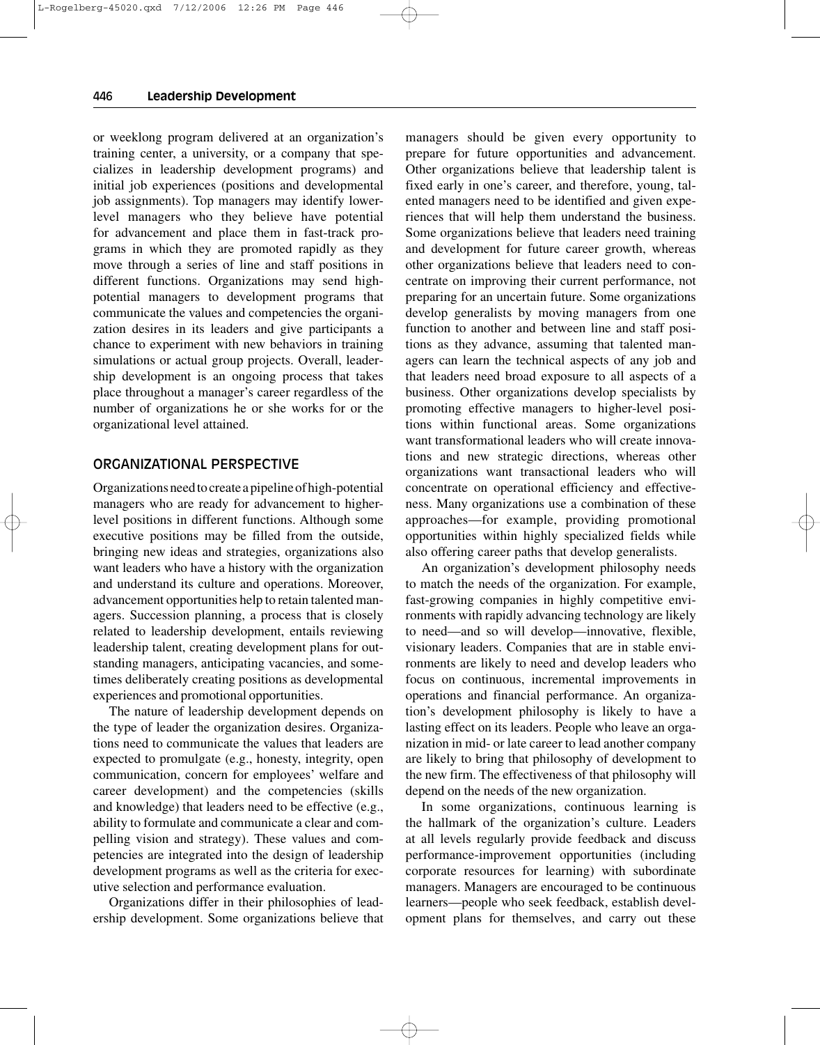or weeklong program delivered at an organization's training center, a university, or a company that specializes in leadership development programs) and initial job experiences (positions and developmental job assignments). Top managers may identify lower-level managers who they believe have potential for advancement and place them in fast-track programs in which they are promoted rapidly as they move through a series of line and staff positions in different functions. Organizations may send high-potential managers to development programs that communicate the values and competencies the organization desires in its leaders and give participants a chance to experiment with new behaviors in training simulations or actual group projects. Overall, leadership development is an ongoing process that takes place throughout a manager's career regardless of the number of organizations he or she works for or the organizational level attained.

## ORGANIZATIONAL PERSPECTIVE

Organizations need to create a pipeline of high-potential managers who are ready for advancement to higher-level positions in different functions. Although some executive positions may be filled from the outside, bringing new ideas and strategies, organizations also want leaders who have a history with the organization and understand its culture and operations. Moreover, advancement opportunities help to retain talented managers. Succession planning, a process that is closely related to leadership development, entails reviewing leadership talent, creating development plans for outstanding managers, anticipating vacancies, and sometimes deliberately creating positions as developmental experiences and promotional opportunities.

The nature of leadership development depends on the type of leader the organization desires. Organizations need to communicate the values that leaders are expected to promulgate (e.g., honesty, integrity, open communication, concern for employees' welfare and career development) and the competencies (skills and knowledge) that leaders need to be effective (e.g., ability to formulate and communicate a clear and compelling vision and strategy). These values and competencies are integrated into the design of leadership development programs as well as the criteria for executive selection and performance evaluation.

Organizations differ in their philosophies of leadership development. Some organizations believe that managers should be given every opportunity to prepare for future opportunities and advancement. Other organizations believe that leadership talent is fixed early in one's career, and therefore, young, talented managers need to be identified and given experiences that will help them understand the business. Some organizations believe that leaders need training and development for future career growth, whereas other organizations believe that leaders need to concentrate on improving their current performance, not preparing for an uncertain future. Some organizations develop generalists by moving managers from one function to another and between line and staff positions as they advance, assuming that talented managers can learn the technical aspects of any job and that leaders need broad exposure to all aspects of a business. Other organizations develop specialists by promoting effective managers to higher-level positions within functional areas. Some organizations want transformational leaders who will create innovations and new strategic directions, whereas other organizations want transactional leaders who will concentrate on operational efficiency and effectiveness. Many organizations use a combination of these approaches—for example, providing promotional opportunities within highly specialized fields while also offering career paths that develop generalists.

An organization's development philosophy needs to match the needs of the organization. For example, fast-growing companies in highly competitive environments with rapidly advancing technology are likely to need—and so will develop—innovative, flexible, visionary leaders. Companies that are in stable environments are likely to need and develop leaders who focus on continuous, incremental improvements in operations and financial performance. An organization's development philosophy is likely to have a lasting effect on its leaders. People who leave an organization in mid- or late career to lead another company are likely to bring that philosophy of development to the new firm. The effectiveness of that philosophy will depend on the needs of the new organization.

In some organizations, continuous learning is the hallmark of the organization's culture. Leaders at all levels regularly provide feedback and discuss performance-improvement opportunities (including corporate resources for learning) with subordinate managers. Managers are encouraged to be continuous learners—people who seek feedback, establish development plans for themselves, and carry out these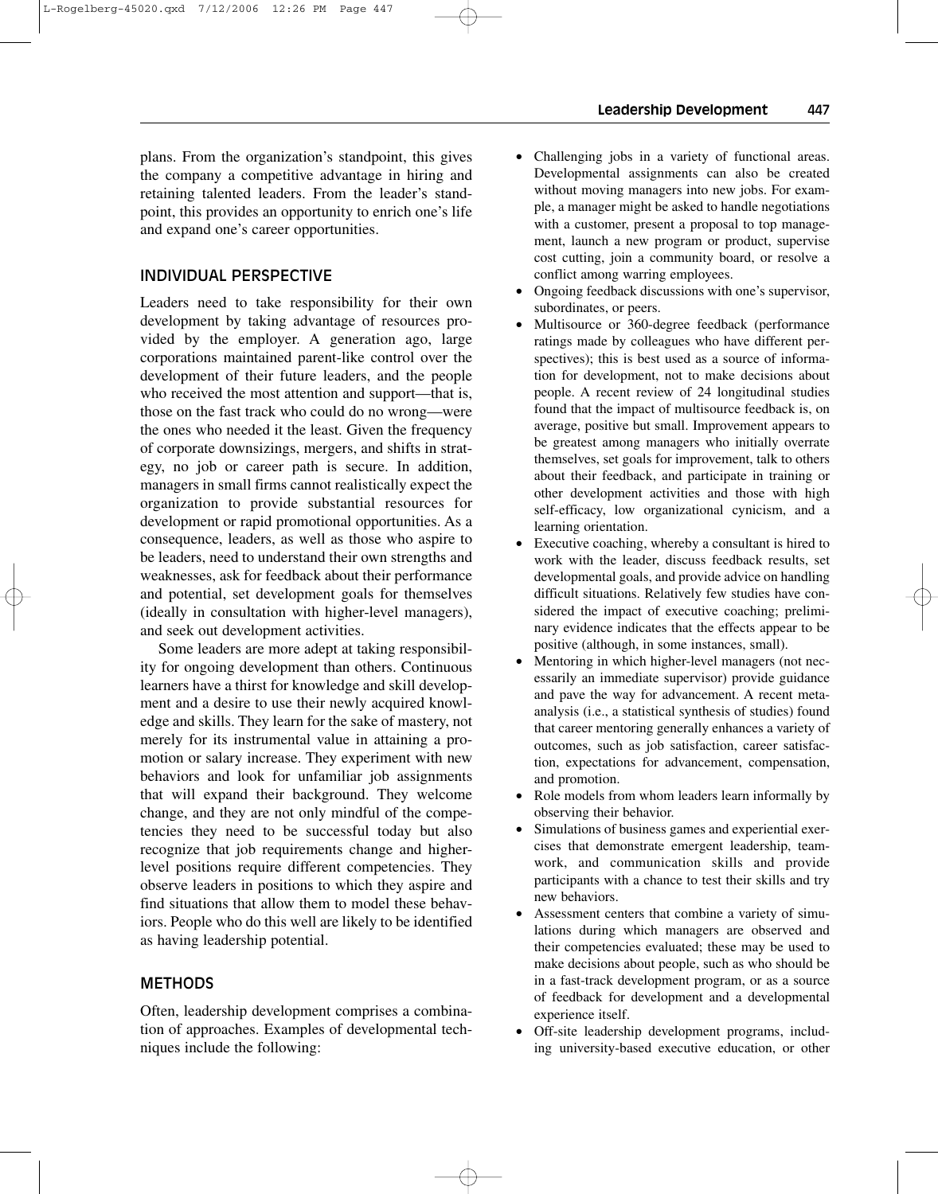plans. From the organization's standpoint, this gives the company a competitive advantage in hiring and retaining talented leaders. From the leader's standpoint, this provides an opportunity to enrich one's life and expand one's career opportunities.

## INDIVIDUAL PERSPECTIVE

Leaders need to take responsibility for their own development by taking advantage of resources provided by the employer. A generation ago, large corporations maintained parent-like control over the development of their future leaders, and the people who received the most attention and support—that is, those on the fast track who could do no wrong—were the ones who needed it the least. Given the frequency of corporate downsizings, mergers, and shifts in strategy, no job or career path is secure. In addition, managers in small firms cannot realistically expect the organization to provide substantial resources for development or rapid promotional opportunities. As a consequence, leaders, as well as those who aspire to be leaders, need to understand their own strengths and weaknesses, ask for feedback about their performance and potential, set development goals for themselves (ideally in consultation with higher-level managers), and seek out development activities.

Some leaders are more adept at taking responsibility for ongoing development than others. Continuous learners have a thirst for knowledge and skill development and a desire to use their newly acquired knowledge and skills. They learn for the sake of mastery, not merely for its instrumental value in attaining a promotion or salary increase. They experiment with new behaviors and look for unfamiliar job assignments that will expand their background. They welcome change, and they are not only mindful of the competencies they need to be successful today but also recognize that job requirements change and higher-level positions require different competencies. They observe leaders in positions to which they aspire and find situations that allow them to model these behaviors. People who do this well are likely to be identified as having leadership potential.

## METHODS

Often, leadership development comprises a combination of approaches. Examples of developmental techniques include the following:

- Challenging jobs in a variety of functional areas. Developmental assignments can also be created without moving managers into new jobs. For example, a manager might be asked to handle negotiations with a customer, present a proposal to top management, launch a new program or product, supervise cost cutting, join a community board, or resolve a conflict among warring employees.
- Ongoing feedback discussions with one's supervisor, subordinates, or peers.
- Multisource or 360-degree feedback (performance ratings made by colleagues who have different perspectives); this is best used as a source of information for development, not to make decisions about people. A recent review of 24 longitudinal studies found that the impact of multisource feedback is, on average, positive but small. Improvement appears to be greatest among managers who initially overrate themselves, set goals for improvement, talk to others about their feedback, and participate in training or other development activities and those with high self-efficacy, low organizational cynicism, and a learning orientation.
- Executive coaching, whereby a consultant is hired to work with the leader, discuss feedback results, set developmental goals, and provide advice on handling difficult situations. Relatively few studies have considered the impact of executive coaching; preliminary evidence indicates that the effects appear to be positive (although, in some instances, small).
- Mentoring in which higher-level managers (not necessarily an immediate supervisor) provide guidance and pave the way for advancement. A recent meta-analysis (i.e., a statistical synthesis of studies) found that career mentoring generally enhances a variety of outcomes, such as job satisfaction, career satisfaction, expectations for advancement, compensation, and promotion.
- Role models from whom leaders learn informally by observing their behavior.
- Simulations of business games and experiential exercises that demonstrate emergent leadership, teamwork, and communication skills and provide participants with a chance to test their skills and try new behaviors.
- Assessment centers that combine a variety of simulations during which managers are observed and their competencies evaluated; these may be used to make decisions about people, such as who should be in a fast-track development program, or as a source of feedback for development and a developmental experience itself.
- Off-site leadership development programs, including university-based executive education, or other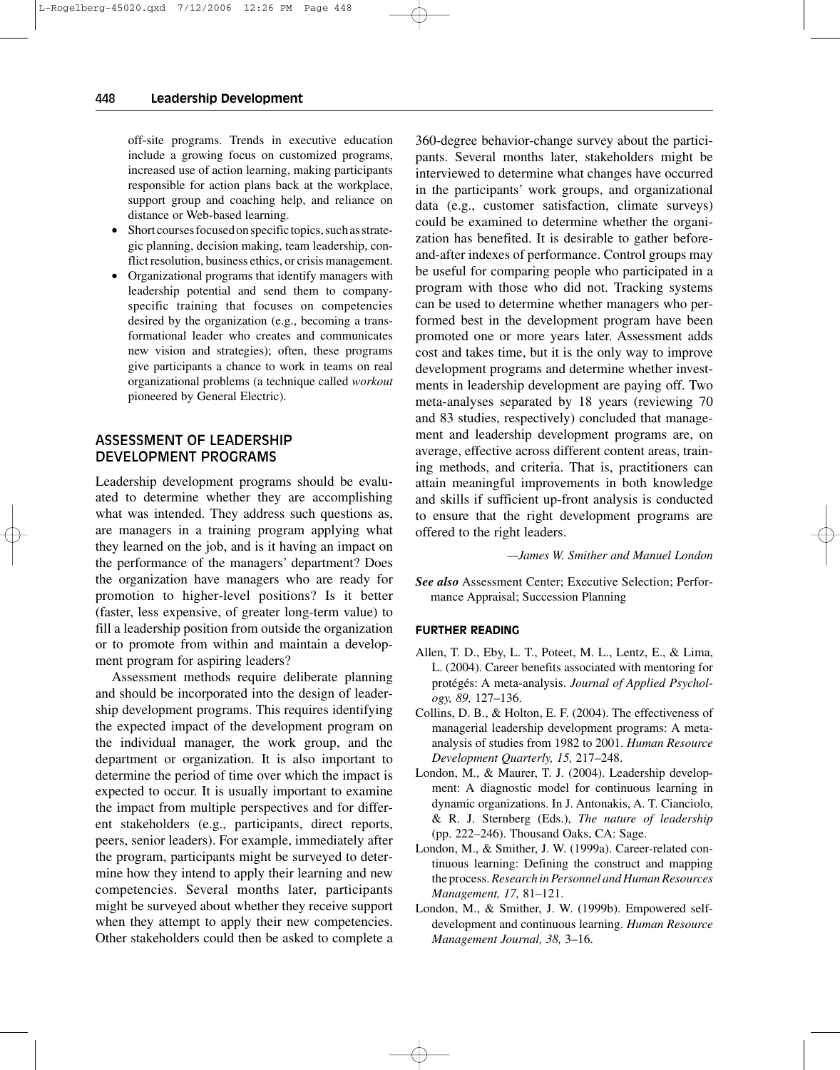off-site programs. Trends in executive education include a growing focus on customized programs, increased use of action learning, making participants responsible for action plans back at the workplace, support group and coaching help, and reliance on distance or Web-based learning.

- Short courses focused on specific topics, such as strategic planning, decision making, team leadership, conflict resolution, business ethics, or crisis management.
- Organizational programs that identify managers with leadership potential and send them to company-specific training that focuses on competencies desired by the organization (e.g., becoming a transformational leader who creates and communicates new vision and strategies); often, these programs give participants a chance to work in teams on real organizational problems (a technique called *workout* pioneered by General Electric).

## ASSESSMENT OF LEADERSHIP DEVELOPMENT PROGRAMS

Leadership development programs should be evaluated to determine whether they are accomplishing what was intended. They address such questions as, are managers in a training program applying what they learned on the job, and is it having an impact on the performance of the managers' department? Does the organization have managers who are ready for promotion to higher-level positions? Is it better (faster, less expensive, of greater long-term value) to fill a leadership position from outside the organization or to promote from within and maintain a development program for aspiring leaders?

Assessment methods require deliberate planning and should be incorporated into the design of leadership development programs. This requires identifying the expected impact of the development program on the individual manager, the work group, and the department or organization. It is also important to determine the period of time over which the impact is expected to occur. It is usually important to examine the impact from multiple perspectives and for different stakeholders (e.g., participants, direct reports, peers, senior leaders). For example, immediately after the program, participants might be surveyed to determine how they intend to apply their learning and new competencies. Several months later, participants might be surveyed about whether they receive support when they attempt to apply their new competencies. Other stakeholders could then be asked to complete a 360-degree behavior-change survey about the participants. Several months later, stakeholders might be interviewed to determine what changes have occurred in the participants' work groups, and organizational data (e.g., customer satisfaction, climate surveys) could be examined to determine whether the organization has benefited. It is desirable to gather before-and-after indexes of performance. Control groups may be useful for comparing people who participated in a program with those who did not. Tracking systems can be used to determine whether managers who performed best in the development program have been promoted one or more years later. Assessment adds cost and takes time, but it is the only way to improve development programs and determine whether investments in leadership development are paying off. Two meta-analyses separated by 18 years (reviewing 70 and 83 studies, respectively) concluded that management and leadership development programs are, on average, effective across different content areas, training methods, and criteria. That is, practitioners can attain meaningful improvements in both knowledge and skills if sufficient up-front analysis is conducted to ensure that the right development programs are offered to the right leaders.

*—James W. Smither and Manuel London*

***See also*** Assessment Center; Executive Selection; Performance Appraisal; Succession Planning

### FURTHER READING

Allen, T. D., Eby, L. T., Poteet, M. L., Lentz, E., & Lima, L. (2004). Career benefits associated with mentoring for protégés: A meta-analysis. *Journal of Applied Psychology, 89,* 127–136.

Collins, D. B., & Holton, E. F. (2004). The effectiveness of managerial leadership development programs: A meta-analysis of studies from 1982 to 2001. *Human Resource Development Quarterly, 15,* 217–248.

London, M., & Maurer, T. J. (2004). Leadership development: A diagnostic model for continuous learning in dynamic organizations. In J. Antonakis, A. T. Cianciolo, & R. J. Sternberg (Eds.), *The nature of leadership* (pp. 222–246). Thousand Oaks, CA: Sage.

London, M., & Smither, J. W. (1999a). Career-related continuous learning: Defining the construct and mapping the process. *Research in Personnel and Human Resources Management, 17,* 81–121.

London, M., & Smither, J. W. (1999b). Empowered self-development and continuous learning. *Human Resource Management Journal, 38,* 3–16.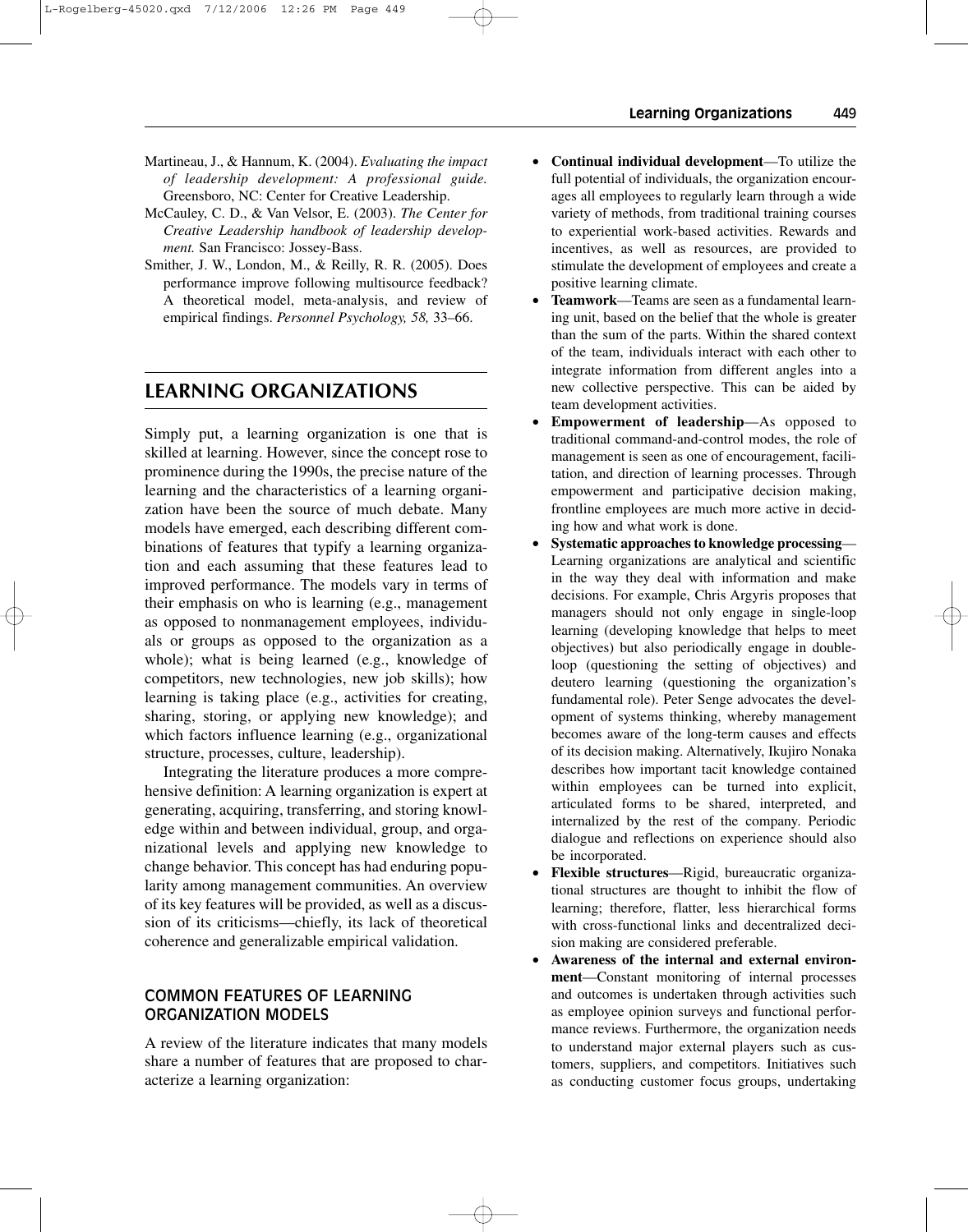Martineau, J., & Hannum, K. (2004). *Evaluating the impact of leadership development: A professional guide.* Greensboro, NC: Center for Creative Leadership.

McCauley, C. D., & Van Velsor, E. (2003). *The Center for Creative Leadership handbook of leadership development.* San Francisco: Jossey-Bass.

Smither, J. W., London, M., & Reilly, R. R. (2005). Does performance improve following multisource feedback? A theoretical model, meta-analysis, and review of empirical findings. *Personnel Psychology, 58,* 33–66.

## LEARNING ORGANIZATIONS

Simply put, a learning organization is one that is skilled at learning. However, since the concept rose to prominence during the 1990s, the precise nature of the learning and the characteristics of a learning organization have been the source of much debate. Many models have emerged, each describing different combinations of features that typify a learning organization and each assuming that these features lead to improved performance. The models vary in terms of their emphasis on who is learning (e.g., management as opposed to nonmanagement employees, individuals or groups as opposed to the organization as a whole); what is being learned (e.g., knowledge of competitors, new technologies, new job skills); how learning is taking place (e.g., activities for creating, sharing, storing, or applying new knowledge); and which factors influence learning (e.g., organizational structure, processes, culture, leadership).

Integrating the literature produces a more comprehensive definition: A learning organization is expert at generating, acquiring, transferring, and storing knowledge within and between individual, group, and organizational levels and applying new knowledge to change behavior. This concept has had enduring popularity among management communities. An overview of its key features will be provided, as well as a discussion of its criticisms—chiefly, its lack of theoretical coherence and generalizable empirical validation.

### COMMON FEATURES OF LEARNING ORGANIZATION MODELS

A review of the literature indicates that many models share a number of features that are proposed to characterize a learning organization:

- **Continual individual development**—To utilize the full potential of individuals, the organization encourages all employees to regularly learn through a wide variety of methods, from traditional training courses to experiential work-based activities. Rewards and incentives, as well as resources, are provided to stimulate the development of employees and create a positive learning climate.
- **Teamwork**—Teams are seen as a fundamental learning unit, based on the belief that the whole is greater than the sum of the parts. Within the shared context of the team, individuals interact with each other to integrate information from different angles into a new collective perspective. This can be aided by team development activities.
- **Empowerment of leadership**—As opposed to traditional command-and-control modes, the role of management is seen as one of encouragement, facilitation, and direction of learning processes. Through empowerment and participative decision making, frontline employees are much more active in deciding how and what work is done.
- **Systematic approaches to knowledge processing**—Learning organizations are analytical and scientific in the way they deal with information and make decisions. For example, Chris Argyris proposes that managers should not only engage in single-loop learning (developing knowledge that helps to meet objectives) but also periodically engage in double-loop (questioning the setting of objectives) and deutero learning (questioning the organization's fundamental role). Peter Senge advocates the development of systems thinking, whereby management becomes aware of the long-term causes and effects of its decision making. Alternatively, Ikujiro Nonaka describes how important tacit knowledge contained within employees can be turned into explicit, articulated forms to be shared, interpreted, and internalized by the rest of the company. Periodic dialogue and reflections on experience should also be incorporated.
- **Flexible structures**—Rigid, bureaucratic organizational structures are thought to inhibit the flow of learning; therefore, flatter, less hierarchical forms with cross-functional links and decentralized decision making are considered preferable.
- **Awareness of the internal and external environment**—Constant monitoring of internal processes and outcomes is undertaken through activities such as employee opinion surveys and functional performance reviews. Furthermore, the organization needs to understand major external players such as customers, suppliers, and competitors. Initiatives such as conducting customer focus groups, undertaking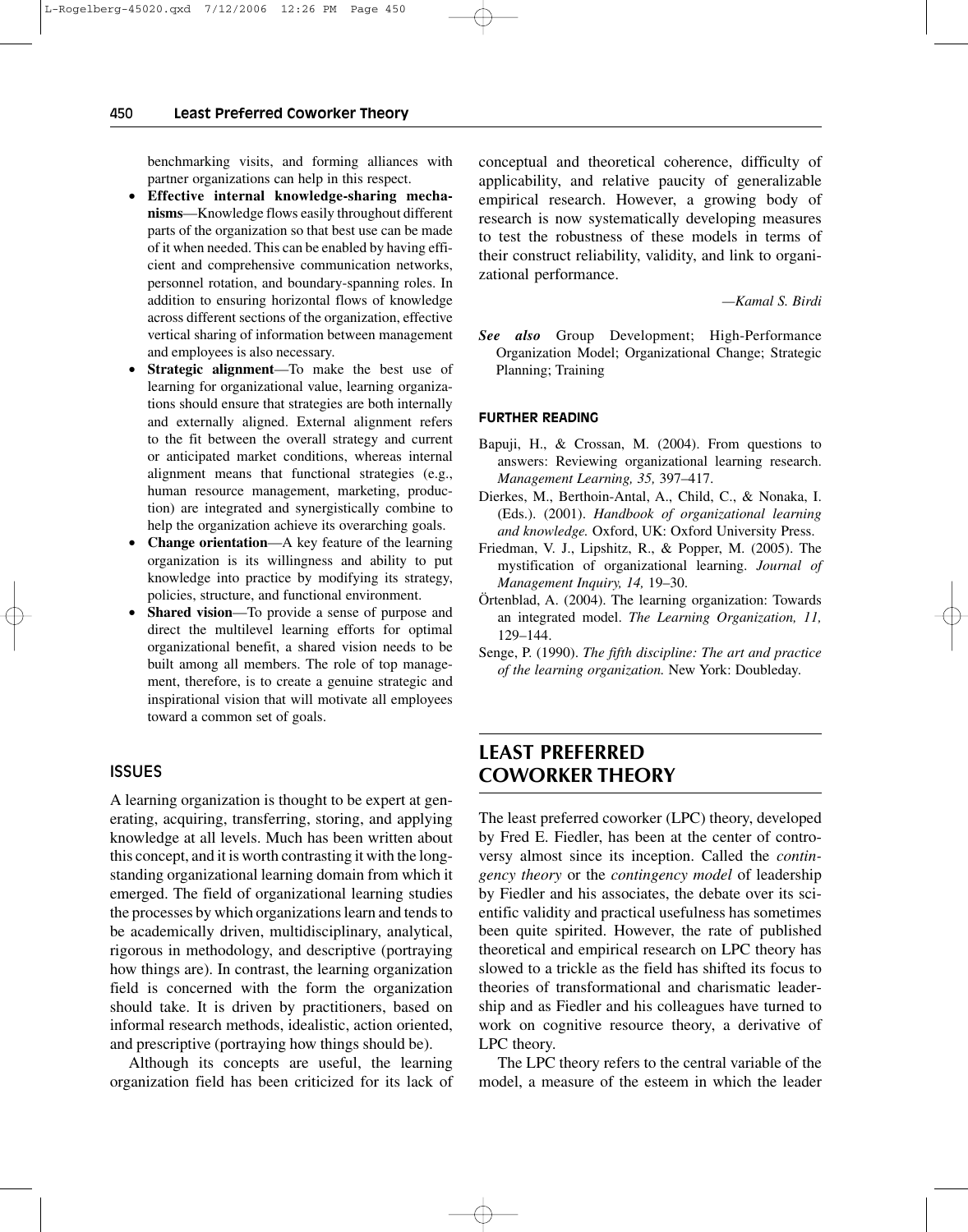benchmarking visits, and forming alliances with partner organizations can help in this respect.

- **Effective internal knowledge-sharing mechanisms**—Knowledge flows easily throughout different parts of the organization so that best use can be made of it when needed. This can be enabled by having efficient and comprehensive communication networks, personnel rotation, and boundary-spanning roles. In addition to ensuring horizontal flows of knowledge across different sections of the organization, effective vertical sharing of information between management and employees is also necessary.
- **Strategic alignment**—To make the best use of learning for organizational value, learning organizations should ensure that strategies are both internally and externally aligned. External alignment refers to the fit between the overall strategy and current or anticipated market conditions, whereas internal alignment means that functional strategies (e.g., human resource management, marketing, production) are integrated and synergistically combine to help the organization achieve its overarching goals.
- **Change orientation**—A key feature of the learning organization is its willingness and ability to put knowledge into practice by modifying its strategy, policies, structure, and functional environment.
- **Shared vision**—To provide a sense of purpose and direct the multilevel learning efforts for optimal organizational benefit, a shared vision needs to be built among all members. The role of top management, therefore, is to create a genuine strategic and inspirational vision that will motivate all employees toward a common set of goals.

### ISSUES

A learning organization is thought to be expert at generating, acquiring, transferring, storing, and applying knowledge at all levels. Much has been written about this concept, and it is worth contrasting it with the longstanding organizational learning domain from which it emerged. The field of organizational learning studies the processes by which organizations learn and tends to be academically driven, multidisciplinary, analytical, rigorous in methodology, and descriptive (portraying how things are). In contrast, the learning organization field is concerned with the form the organization should take. It is driven by practitioners, based on informal research methods, idealistic, action oriented, and prescriptive (portraying how things should be).

Although its concepts are useful, the learning organization field has been criticized for its lack of conceptual and theoretical coherence, difficulty of applicability, and relative paucity of generalizable empirical research. However, a growing body of research is now systematically developing measures to test the robustness of these models in terms of their construct reliability, validity, and link to organizational performance.

*—Kamal S. Birdi*

***See also*** Group Development; High-Performance Organization Model; Organizational Change; Strategic Planning; Training

### FURTHER READING

Bapuji, H., & Crossan, M. (2004). From questions to answers: Reviewing organizational learning research. *Management Learning, 35,* 397–417.

Dierkes, M., Berthoin-Antal, A., Child, C., & Nonaka, I. (Eds.). (2001). *Handbook of organizational learning and knowledge.* Oxford, UK: Oxford University Press.

Friedman, V. J., Lipshitz, R., & Popper, M. (2005). The mystification of organizational learning. *Journal of Management Inquiry, 14,* 19–30.

Örtenblad, A. (2004). The learning organization: Towards an integrated model. *The Learning Organization, 11,* 129–144.

Senge, P. (1990). *The fifth discipline: The art and practice of the learning organization.* New York: Doubleday.

## LEAST PREFERRED COWORKER THEORY

The least preferred coworker (LPC) theory, developed by Fred E. Fiedler, has been at the center of controversy almost since its inception. Called the *contingency theory* or the *contingency model* of leadership by Fiedler and his associates, the debate over its scientific validity and practical usefulness has sometimes been quite spirited. However, the rate of published theoretical and empirical research on LPC theory has slowed to a trickle as the field has shifted its focus to theories of transformational and charismatic leadership and as Fiedler and his colleagues have turned to work on cognitive resource theory, a derivative of LPC theory.

The LPC theory refers to the central variable of the model, a measure of the esteem in which the leader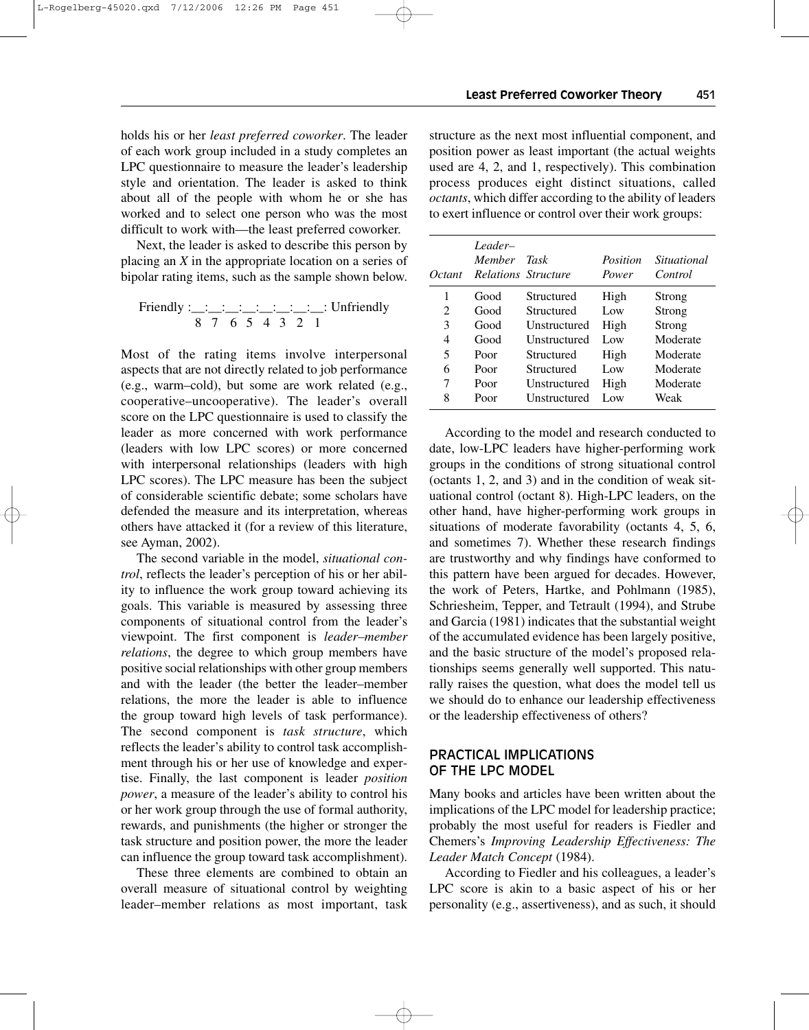holds his or her *least preferred coworker*. The leader of each work group included in a study completes an LPC questionnaire to measure the leader's leadership style and orientation. The leader is asked to think about all of the people with whom he or she has worked and to select one person who was the most difficult to work with—the least preferred coworker.

Next, the leader is asked to describe this person by placing an *X* in the appropriate location on a series of bipolar rating items, such as the sample shown below.

```
Friendly :__:__:__:__:__:__:__:__: Unfriendly
           8  7  6  5  4  3  2  1
```

Most of the rating items involve interpersonal aspects that are not directly related to job performance (e.g., warm–cold), but some are work related (e.g., cooperative–uncooperative). The leader's overall score on the LPC questionnaire is used to classify the leader as more concerned with work performance (leaders with low LPC scores) or more concerned with interpersonal relationships (leaders with high LPC scores). The LPC measure has been the subject of considerable scientific debate; some scholars have defended the measure and its interpretation, whereas others have attacked it (for a review of this literature, see Ayman, 2002).

The second variable in the model, *situational control*, reflects the leader's perception of his or her ability to influence the work group toward achieving its goals. This variable is measured by assessing three components of situational control from the leader's viewpoint. The first component is *leader–member relations*, the degree to which group members have positive social relationships with other group members and with the leader (the better the leader–member relations, the more the leader is able to influence the group toward high levels of task performance). The second component is *task structure*, which reflects the leader's ability to control task accomplishment through his or her use of knowledge and expertise. Finally, the last component is leader *position power*, a measure of the leader's ability to control his or her work group through the use of formal authority, rewards, and punishments (the higher or stronger the task structure and position power, the more the leader can influence the group toward task accomplishment).

These three elements are combined to obtain an overall measure of situational control by weighting leader–member relations as most important, task structure as the next most influential component, and position power as least important (the actual weights used are 4, 2, and 1, respectively). This combination process produces eight distinct situations, called *octants*, which differ according to the ability of leaders to exert influence or control over their work groups:

| *Octant* | *Leader–Member Relations* | *Task Structure* | *Position Power* | *Situational Control* |
|---|---|---|---|---|
| 1 | Good | Structured | High | Strong |
| 2 | Good | Structured | Low | Strong |
| 3 | Good | Unstructured | High | Strong |
| 4 | Good | Unstructured | Low | Moderate |
| 5 | Poor | Structured | High | Moderate |
| 6 | Poor | Structured | Low | Moderate |
| 7 | Poor | Unstructured | High | Moderate |
| 8 | Poor | Unstructured | Low | Weak |

According to the model and research conducted to date, low-LPC leaders have higher-performing work groups in the conditions of strong situational control (octants 1, 2, and 3) and in the condition of weak situational control (octant 8). High-LPC leaders, on the other hand, have higher-performing work groups in situations of moderate favorability (octants 4, 5, 6, and sometimes 7). Whether these research findings are trustworthy and why findings have conformed to this pattern have been argued for decades. However, the work of Peters, Hartke, and Pohlmann (1985), Schriesheim, Tepper, and Tetrault (1994), and Strube and Garcia (1981) indicates that the substantial weight of the accumulated evidence has been largely positive, and the basic structure of the model's proposed relationships seems generally well supported. This naturally raises the question, what does the model tell us we should do to enhance our leadership effectiveness or the leadership effectiveness of others?

## PRACTICAL IMPLICATIONS OF THE LPC MODEL

Many books and articles have been written about the implications of the LPC model for leadership practice; probably the most useful for readers is Fiedler and Chemers's *Improving Leadership Effectiveness: The Leader Match Concept* (1984).

According to Fiedler and his colleagues, a leader's LPC score is akin to a basic aspect of his or her personality (e.g., assertiveness), and as such, it should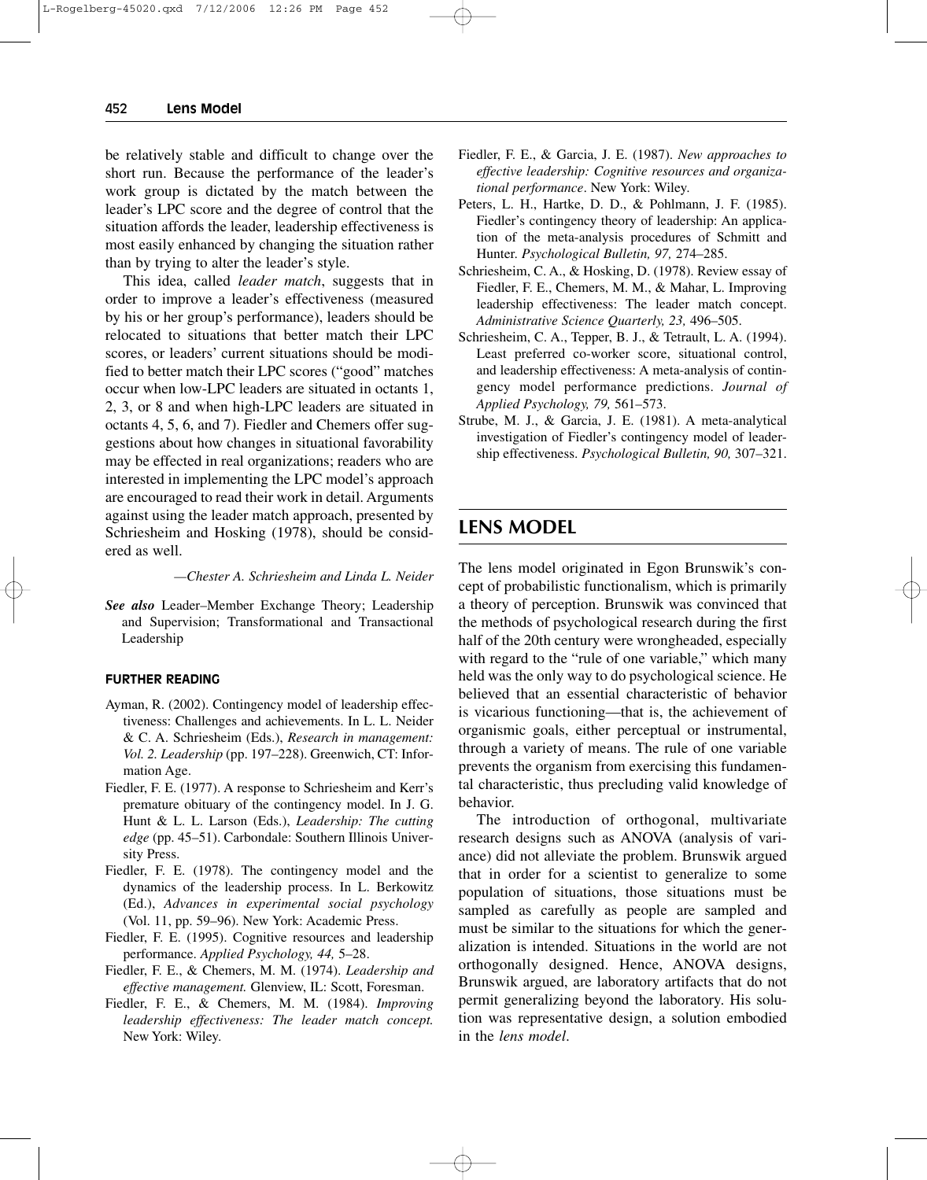be relatively stable and difficult to change over the short run. Because the performance of the leader's work group is dictated by the match between the leader's LPC score and the degree of control that the situation affords the leader, leadership effectiveness is most easily enhanced by changing the situation rather than by trying to alter the leader's style.

This idea, called *leader match*, suggests that in order to improve a leader's effectiveness (measured by his or her group's performance), leaders should be relocated to situations that better match their LPC scores, or leaders' current situations should be modified to better match their LPC scores ("good" matches occur when low-LPC leaders are situated in octants 1, 2, 3, or 8 and when high-LPC leaders are situated in octants 4, 5, 6, and 7). Fiedler and Chemers offer suggestions about how changes in situational favorability may be effected in real organizations; readers who are interested in implementing the LPC model's approach are encouraged to read their work in detail. Arguments against using the leader match approach, presented by Schriesheim and Hosking (1978), should be considered as well.

—*Chester A. Schriesheim and Linda L. Neider*

***See also*** Leader–Member Exchange Theory; Leadership and Supervision; Transformational and Transactional Leadership

#### FURTHER READING

- Ayman, R. (2002). Contingency model of leadership effectiveness: Challenges and achievements. In L. L. Neider & C. A. Schriesheim (Eds.), *Research in management: Vol. 2. Leadership* (pp. 197–228). Greenwich, CT: Information Age.
- Fiedler, F. E. (1977). A response to Schriesheim and Kerr's premature obituary of the contingency model. In J. G. Hunt & L. L. Larson (Eds.), *Leadership: The cutting edge* (pp. 45–51). Carbondale: Southern Illinois University Press.
- Fiedler, F. E. (1978). The contingency model and the dynamics of the leadership process. In L. Berkowitz (Ed.), *Advances in experimental social psychology* (Vol. 11, pp. 59–96). New York: Academic Press.
- Fiedler, F. E. (1995). Cognitive resources and leadership performance. *Applied Psychology, 44,* 5–28.
- Fiedler, F. E., & Chemers, M. M. (1974). *Leadership and effective management.* Glenview, IL: Scott, Foresman.
- Fiedler, F. E., & Chemers, M. M. (1984). *Improving leadership effectiveness: The leader match concept.* New York: Wiley.
- Fiedler, F. E., & Garcia, J. E. (1987). *New approaches to effective leadership: Cognitive resources and organizational performance*. New York: Wiley.
- Peters, L. H., Hartke, D. D., & Pohlmann, J. F. (1985). Fiedler's contingency theory of leadership: An application of the meta-analysis procedures of Schmitt and Hunter. *Psychological Bulletin, 97,* 274–285.
- Schriesheim, C. A., & Hosking, D. (1978). Review essay of Fiedler, F. E., Chemers, M. M., & Mahar, L. Improving leadership effectiveness: The leader match concept. *Administrative Science Quarterly, 23,* 496–505.
- Schriesheim, C. A., Tepper, B. J., & Tetrault, L. A. (1994). Least preferred co-worker score, situational control, and leadership effectiveness: A meta-analysis of contingency model performance predictions. *Journal of Applied Psychology, 79,* 561–573.
- Strube, M. J., & Garcia, J. E. (1981). A meta-analytical investigation of Fiedler's contingency model of leadership effectiveness. *Psychological Bulletin, 90,* 307–321.

## LENS MODEL

The lens model originated in Egon Brunswik's concept of probabilistic functionalism, which is primarily a theory of perception. Brunswik was convinced that the methods of psychological research during the first half of the 20th century were wrongheaded, especially with regard to the "rule of one variable," which many held was the only way to do psychological science. He believed that an essential characteristic of behavior is vicarious functioning—that is, the achievement of organismic goals, either perceptual or instrumental, through a variety of means. The rule of one variable prevents the organism from exercising this fundamental characteristic, thus precluding valid knowledge of behavior.

The introduction of orthogonal, multivariate research designs such as ANOVA (analysis of variance) did not alleviate the problem. Brunswik argued that in order for a scientist to generalize to some population of situations, those situations must be sampled as carefully as people are sampled and must be similar to the situations for which the generalization is intended. Situations in the world are not orthogonally designed. Hence, ANOVA designs, Brunswik argued, are laboratory artifacts that do not permit generalizing beyond the laboratory. His solution was representative design, a solution embodied in the *lens model*.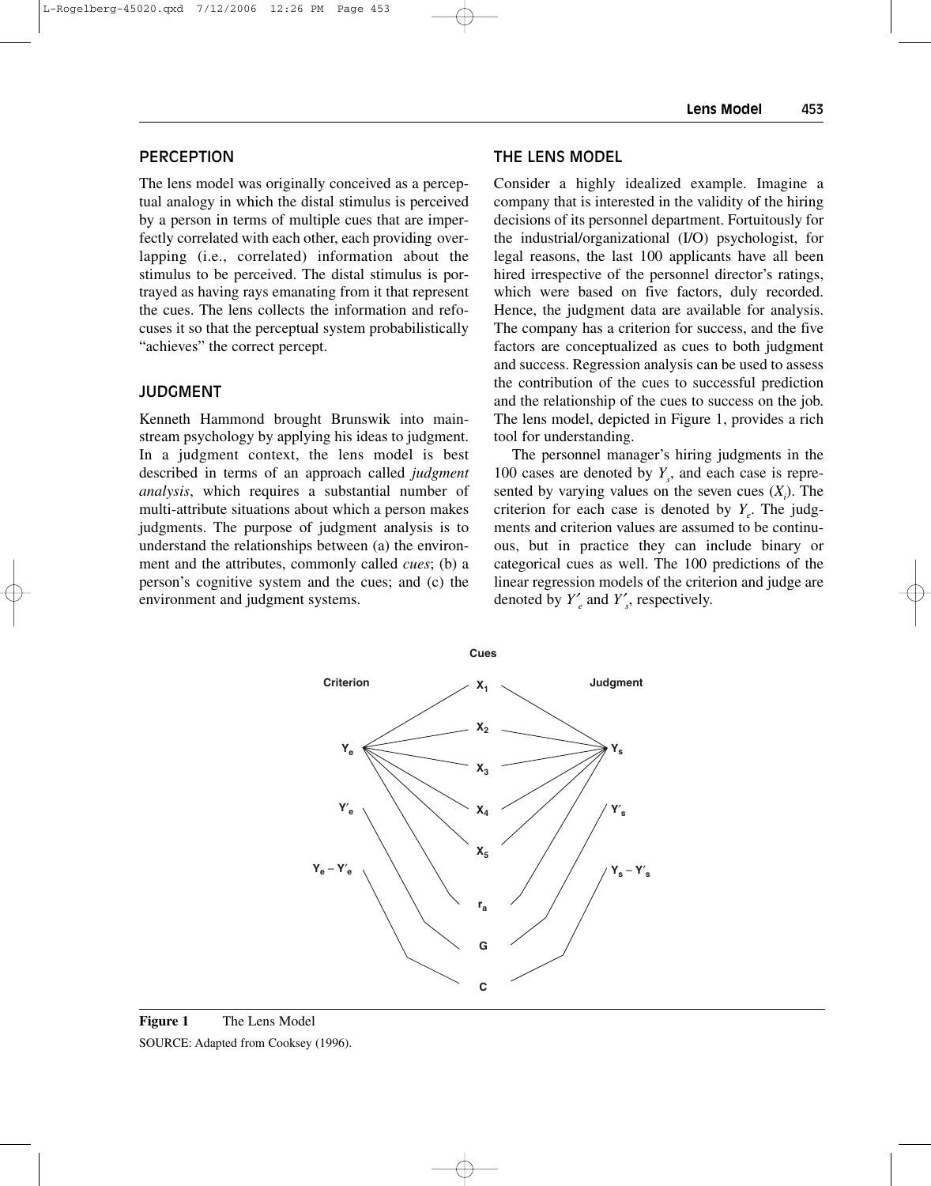## PERCEPTION

The lens model was originally conceived as a perceptual analogy in which the distal stimulus is perceived by a person in terms of multiple cues that are imperfectly correlated with each other, each providing overlapping (i.e., correlated) information about the stimulus to be perceived. The distal stimulus is portrayed as having rays emanating from it that represent the cues. The lens collects the information and refocuses it so that the perceptual system probabilistically "achieves" the correct percept.

## JUDGMENT

Kenneth Hammond brought Brunswik into mainstream psychology by applying his ideas to judgment. In a judgment context, the lens model is best described in terms of an approach called *judgment analysis*, which requires a substantial number of multi-attribute situations about which a person makes judgments. The purpose of judgment analysis is to understand the relationships between (a) the environment and the attributes, commonly called *cues*; (b) a person's cognitive system and the cues; and (c) the environment and judgment systems.

## THE LENS MODEL

Consider a highly idealized example. Imagine a company that is interested in the validity of the hiring decisions of its personnel department. Fortuitously for the industrial/organizational (I/O) psychologist, for legal reasons, the last 100 applicants have all been hired irrespective of the personnel director's ratings, which were based on five factors, duly recorded. Hence, the judgment data are available for analysis. The company has a criterion for success, and the five factors are conceptualized as cues to both judgment and success. Regression analysis can be used to assess the contribution of the cues to successful prediction and the relationship of the cues to success on the job. The lens model, depicted in Figure 1, provides a rich tool for understanding.

The personnel manager's hiring judgments in the 100 cases are denoted by $Y_s$, and each case is represented by varying values on the seven cues ($X_i$). The criterion for each case is denoted by $Y_e$. The judgments and criterion values are assumed to be continuous, but in practice they can include binary or categorical cues as well. The 100 predictions of the linear regression models of the criterion and judge are denoted by $Y'_e$ and $Y'_s$, respectively.

**Figure 1** The Lens Model

SOURCE: Adapted from Cooksey (1996).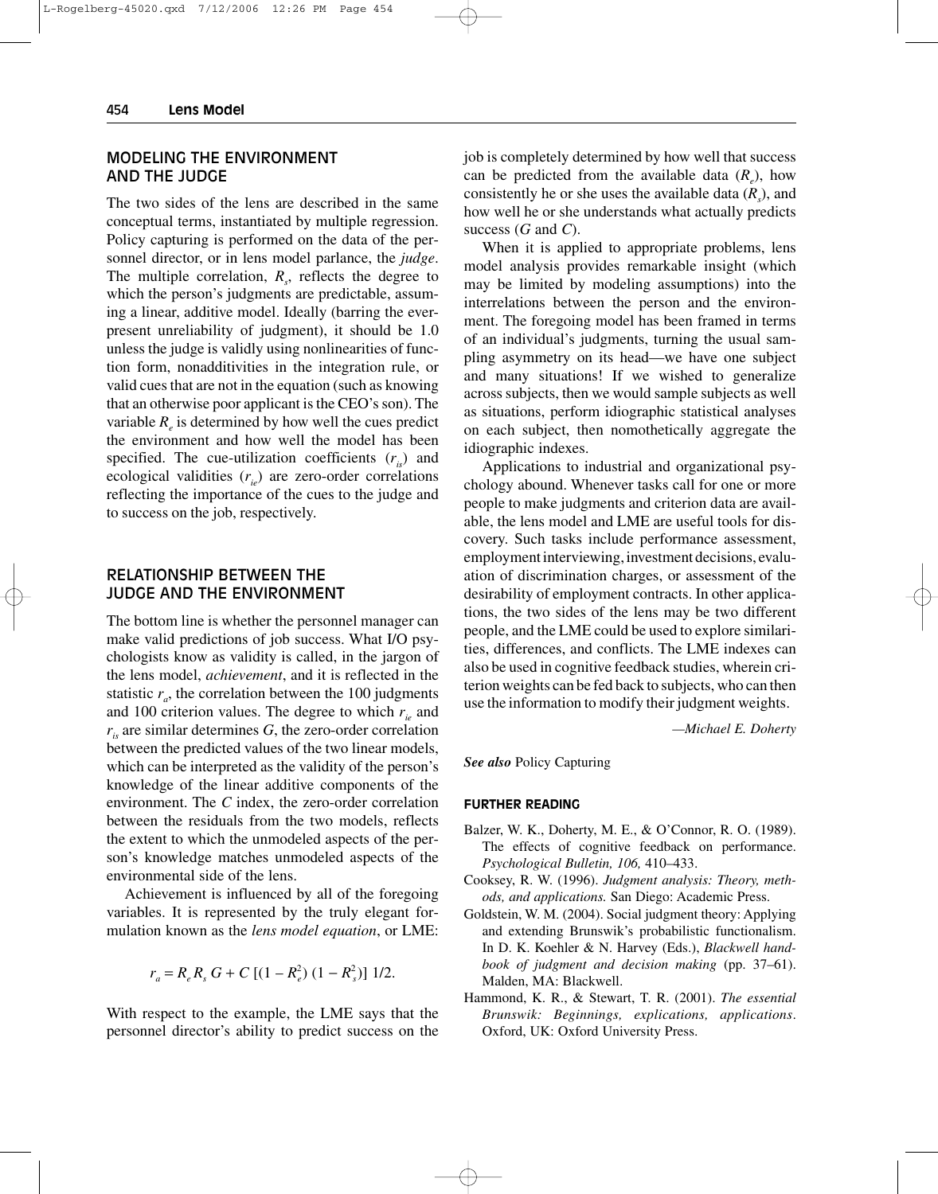## MODELING THE ENVIRONMENT AND THE JUDGE

The two sides of the lens are described in the same conceptual terms, instantiated by multiple regression. Policy capturing is performed on the data of the personnel director, or in lens model parlance, the *judge*. The multiple correlation, $R_s$, reflects the degree to which the person's judgments are predictable, assuming a linear, additive model. Ideally (barring the ever-present unreliability of judgment), it should be 1.0 unless the judge is validly using nonlinearities of function form, nonadditivities in the integration rule, or valid cues that are not in the equation (such as knowing that an otherwise poor applicant is the CEO's son). The variable $R_e$ is determined by how well the cues predict the environment and how well the model has been specified. The cue-utilization coefficients ($r_{is}$) and ecological validities ($r_{ie}$) are zero-order correlations reflecting the importance of the cues to the judge and to success on the job, respectively.

## RELATIONSHIP BETWEEN THE JUDGE AND THE ENVIRONMENT

The bottom line is whether the personnel manager can make valid predictions of job success. What I/O psychologists know as validity is called, in the jargon of the lens model, *achievement*, and it is reflected in the statistic $r_a$, the correlation between the 100 judgments and 100 criterion values. The degree to which $r_{ie}$ and $r_{is}$ are similar determines $G$, the zero-order correlation between the predicted values of the two linear models, which can be interpreted as the validity of the person's knowledge of the linear additive components of the environment. The $C$ index, the zero-order correlation between the residuals from the two models, reflects the extent to which the unmodeled aspects of the person's knowledge matches unmodeled aspects of the environmental side of the lens.

Achievement is influenced by all of the foregoing variables. It is represented by the truly elegant formulation known as the *lens model equation*, or LME:

$$r_a = R_e R_s G + C [(1 - R_e^2)(1 - R_s^2)] 1/2.$$

With respect to the example, the LME says that the personnel director's ability to predict success on the job is completely determined by how well that success can be predicted from the available data ($R_e$), how consistently he or she uses the available data ($R_s$), and how well he or she understands what actually predicts success ($G$ and $C$).

When it is applied to appropriate problems, lens model analysis provides remarkable insight (which may be limited by modeling assumptions) into the interrelations between the person and the environment. The foregoing model has been framed in terms of an individual's judgments, turning the usual sampling asymmetry on its head—we have one subject and many situations! If we wished to generalize across subjects, then we would sample subjects as well as situations, perform idiographic statistical analyses on each subject, then nomothetically aggregate the idiographic indexes.

Applications to industrial and organizational psychology abound. Whenever tasks call for one or more people to make judgments and criterion data are available, the lens model and LME are useful tools for discovery. Such tasks include performance assessment, employment interviewing, investment decisions, evaluation of discrimination charges, or assessment of the desirability of employment contracts. In other applications, the two sides of the lens may be two different people, and the LME could be used to explore similarities, differences, and conflicts. The LME indexes can also be used in cognitive feedback studies, wherein criterion weights can be fed back to subjects, who can then use the information to modify their judgment weights.

*—Michael E. Doherty*

***See also*** Policy Capturing

### FURTHER READING

Balzer, W. K., Doherty, M. E., & O'Connor, R. O. (1989). The effects of cognitive feedback on performance. *Psychological Bulletin, 106,* 410–433.

Cooksey, R. W. (1996). *Judgment analysis: Theory, methods, and applications.* San Diego: Academic Press.

Goldstein, W. M. (2004). Social judgment theory: Applying and extending Brunswik's probabilistic functionalism. In D. K. Koehler & N. Harvey (Eds.), *Blackwell handbook of judgment and decision making* (pp. 37–61). Malden, MA: Blackwell.

Hammond, K. R., & Stewart, T. R. (2001). *The essential Brunswik: Beginnings, explications, applications*. Oxford, UK: Oxford University Press.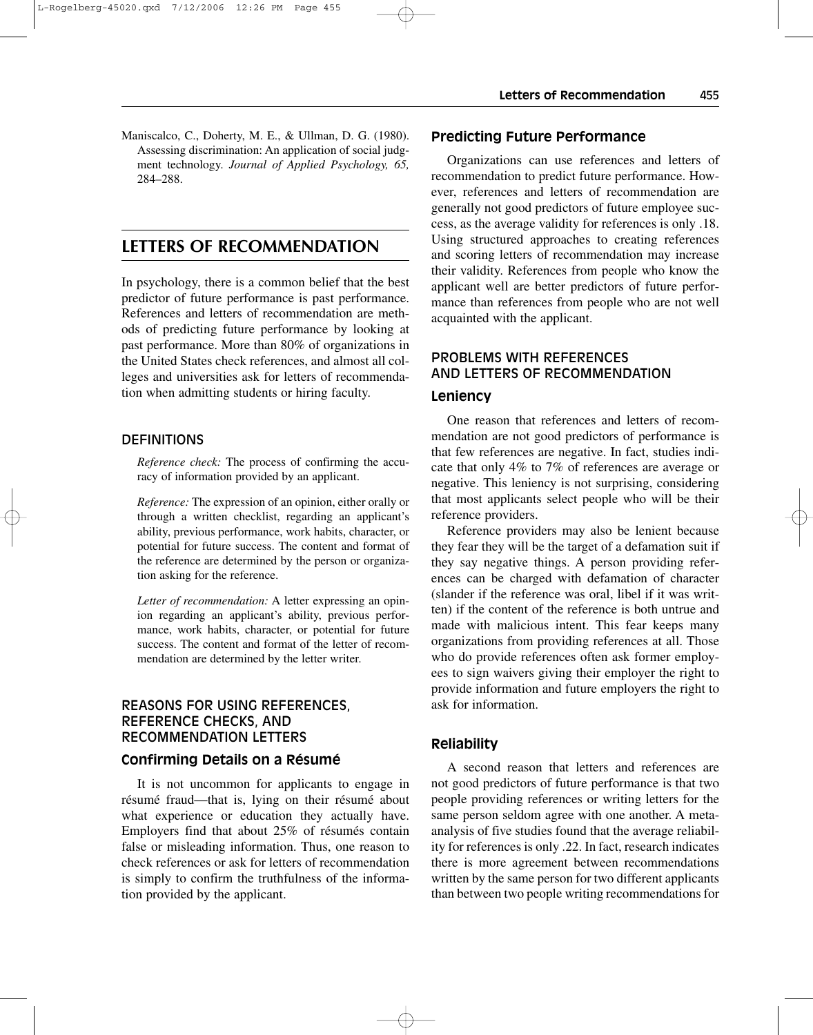Maniscalco, C., Doherty, M. E., & Ullman, D. G. (1980). Assessing discrimination: An application of social judgment technology. *Journal of Applied Psychology, 65,* 284–288.

# LETTERS OF RECOMMENDATION

In psychology, there is a common belief that the best predictor of future performance is past performance. References and letters of recommendation are methods of predicting future performance by looking at past performance. More than 80% of organizations in the United States check references, and almost all colleges and universities ask for letters of recommendation when admitting students or hiring faculty.

## DEFINITIONS

*Reference check:* The process of confirming the accuracy of information provided by an applicant.

*Reference:* The expression of an opinion, either orally or through a written checklist, regarding an applicant's ability, previous performance, work habits, character, or potential for future success. The content and format of the reference are determined by the person or organization asking for the reference.

*Letter of recommendation:* A letter expressing an opinion regarding an applicant's ability, previous performance, work habits, character, or potential for future success. The content and format of the letter of recommendation are determined by the letter writer.

## REASONS FOR USING REFERENCES, REFERENCE CHECKS, AND RECOMMENDATION LETTERS

### Confirming Details on a Résumé

It is not uncommon for applicants to engage in résumé fraud—that is, lying on their résumé about what experience or education they actually have. Employers find that about 25% of résumés contain false or misleading information. Thus, one reason to check references or ask for letters of recommendation is simply to confirm the truthfulness of the information provided by the applicant.

### Predicting Future Performance

Organizations can use references and letters of recommendation to predict future performance. However, references and letters of recommendation are generally not good predictors of future employee success, as the average validity for references is only .18. Using structured approaches to creating references and scoring letters of recommendation may increase their validity. References from people who know the applicant well are better predictors of future performance than references from people who are not well acquainted with the applicant.

## PROBLEMS WITH REFERENCES AND LETTERS OF RECOMMENDATION

### Leniency

One reason that references and letters of recommendation are not good predictors of performance is that few references are negative. In fact, studies indicate that only 4% to 7% of references are average or negative. This leniency is not surprising, considering that most applicants select people who will be their reference providers.

Reference providers may also be lenient because they fear they will be the target of a defamation suit if they say negative things. A person providing references can be charged with defamation of character (slander if the reference was oral, libel if it was written) if the content of the reference is both untrue and made with malicious intent. This fear keeps many organizations from providing references at all. Those who do provide references often ask former employees to sign waivers giving their employer the right to provide information and future employers the right to ask for information.

### Reliability

A second reason that letters and references are not good predictors of future performance is that two people providing references or writing letters for the same person seldom agree with one another. A meta-analysis of five studies found that the average reliability for references is only .22. In fact, research indicates there is more agreement between recommendations written by the same person for two different applicants than between two people writing recommendations for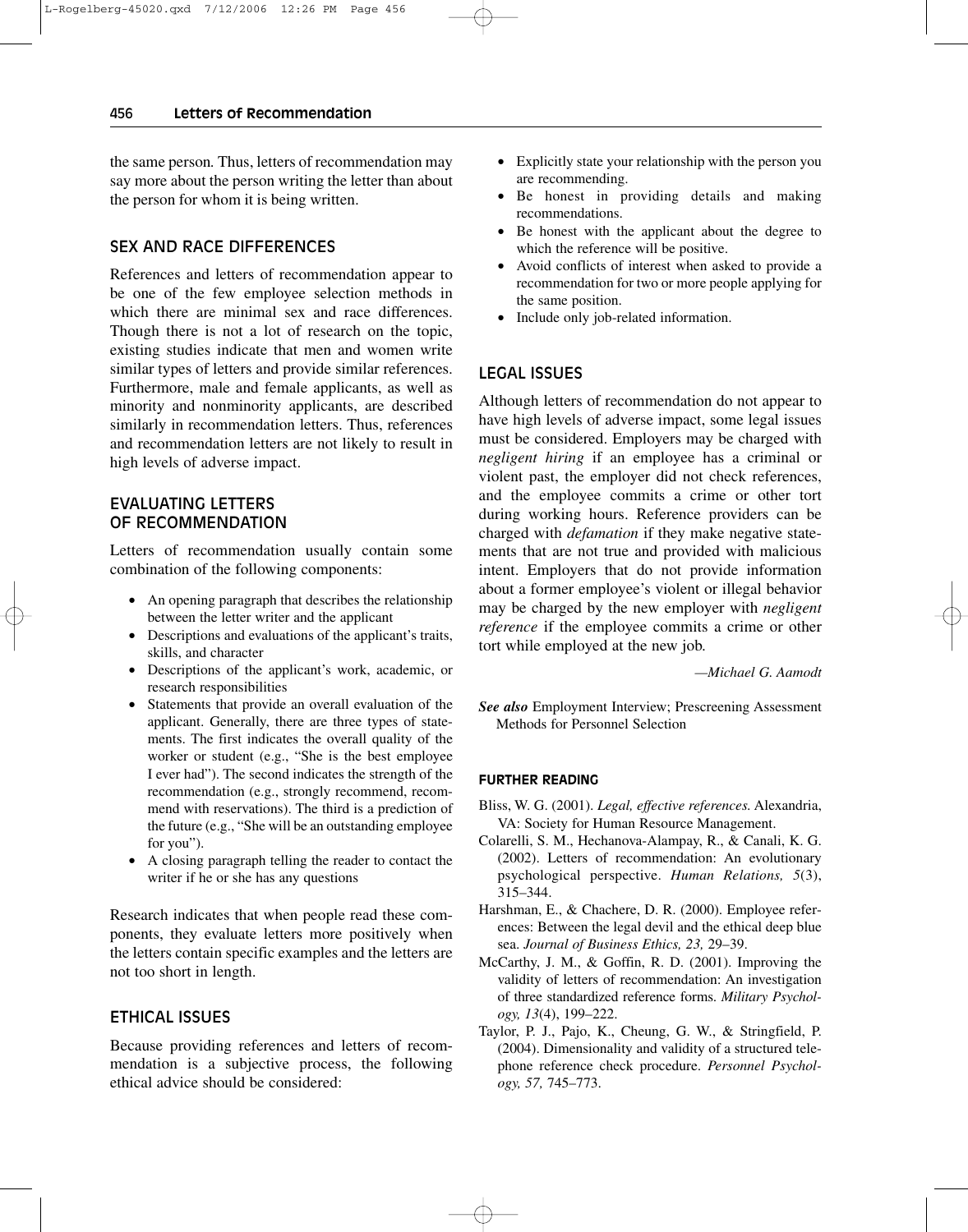the same person. Thus, letters of recommendation may say more about the person writing the letter than about the person for whom it is being written.

## SEX AND RACE DIFFERENCES

References and letters of recommendation appear to be one of the few employee selection methods in which there are minimal sex and race differences. Though there is not a lot of research on the topic, existing studies indicate that men and women write similar types of letters and provide similar references. Furthermore, male and female applicants, as well as minority and nonminority applicants, are described similarly in recommendation letters. Thus, references and recommendation letters are not likely to result in high levels of adverse impact.

## EVALUATING LETTERS OF RECOMMENDATION

Letters of recommendation usually contain some combination of the following components:

- An opening paragraph that describes the relationship between the letter writer and the applicant
- Descriptions and evaluations of the applicant's traits, skills, and character
- Descriptions of the applicant's work, academic, or research responsibilities
- Statements that provide an overall evaluation of the applicant. Generally, there are three types of statements. The first indicates the overall quality of the worker or student (e.g., "She is the best employee I ever had"). The second indicates the strength of the recommendation (e.g., strongly recommend, recommend with reservations). The third is a prediction of the future (e.g., "She will be an outstanding employee for you").
- A closing paragraph telling the reader to contact the writer if he or she has any questions

Research indicates that when people read these components, they evaluate letters more positively when the letters contain specific examples and the letters are not too short in length.

## ETHICAL ISSUES

Because providing references and letters of recommendation is a subjective process, the following ethical advice should be considered:

- Explicitly state your relationship with the person you are recommending.
- Be honest in providing details and making recommendations.
- Be honest with the applicant about the degree to which the reference will be positive.
- Avoid conflicts of interest when asked to provide a recommendation for two or more people applying for the same position.
- Include only job-related information.

## LEGAL ISSUES

Although letters of recommendation do not appear to have high levels of adverse impact, some legal issues must be considered. Employers may be charged with *negligent hiring* if an employee has a criminal or violent past, the employer did not check references, and the employee commits a crime or other tort during working hours. Reference providers can be charged with *defamation* if they make negative statements that are not true and provided with malicious intent. Employers that do not provide information about a former employee's violent or illegal behavior may be charged by the new employer with *negligent reference* if the employee commits a crime or other tort while employed at the new job.

*—Michael G. Aamodt*

***See also*** Employment Interview; Prescreening Assessment Methods for Personnel Selection

### FURTHER READING

Bliss, W. G. (2001). *Legal, effective references.* Alexandria, VA: Society for Human Resource Management.

Colarelli, S. M., Hechanova-Alampay, R., & Canali, K. G. (2002). Letters of recommendation: An evolutionary psychological perspective. *Human Relations, 5*(3), 315–344.

Harshman, E., & Chachere, D. R. (2000). Employee references: Between the legal devil and the ethical deep blue sea. *Journal of Business Ethics, 23,* 29–39.

McCarthy, J. M., & Goffin, R. D. (2001). Improving the validity of letters of recommendation: An investigation of three standardized reference forms. *Military Psychology, 13*(4), 199–222.

Taylor, P. J., Pajo, K., Cheung, G. W., & Stringfield, P. (2004). Dimensionality and validity of a structured telephone reference check procedure. *Personnel Psychology, 57,* 745–773.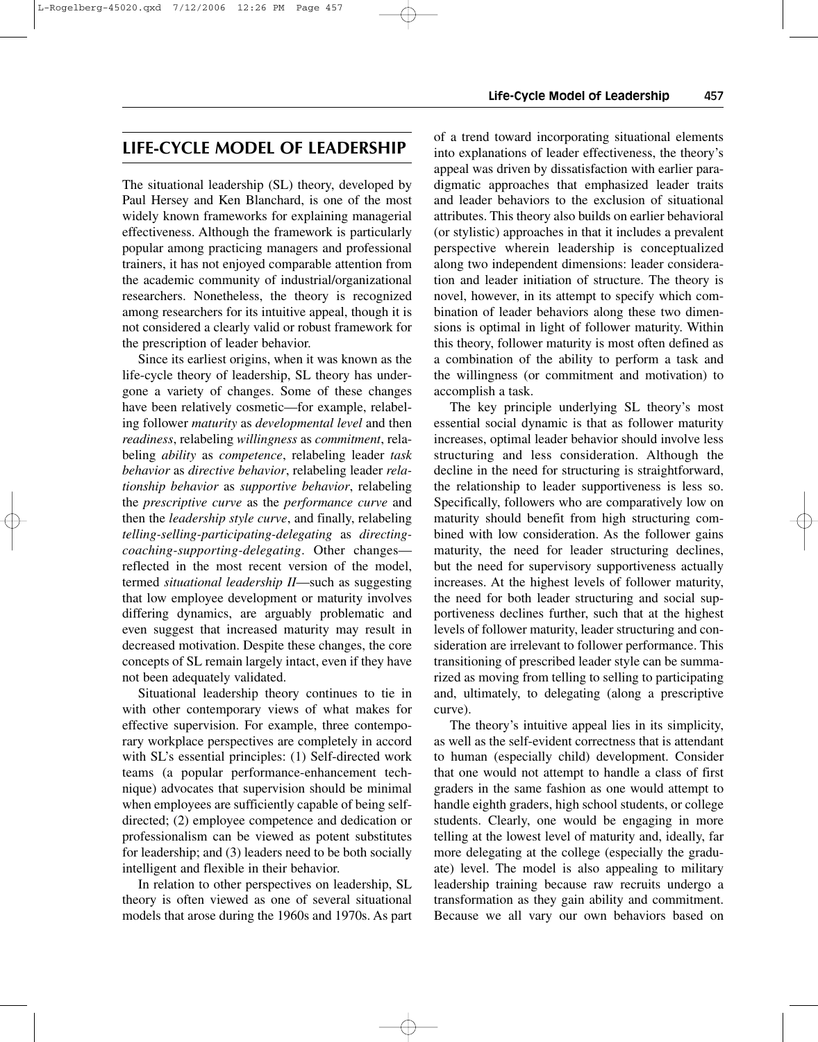## LIFE-CYCLE MODEL OF LEADERSHIP

The situational leadership (SL) theory, developed by Paul Hersey and Ken Blanchard, is one of the most widely known frameworks for explaining managerial effectiveness. Although the framework is particularly popular among practicing managers and professional trainers, it has not enjoyed comparable attention from the academic community of industrial/organizational researchers. Nonetheless, the theory is recognized among researchers for its intuitive appeal, though it is not considered a clearly valid or robust framework for the prescription of leader behavior.

Since its earliest origins, when it was known as the life-cycle theory of leadership, SL theory has undergone a variety of changes. Some of these changes have been relatively cosmetic—for example, relabeling follower *maturity* as *developmental level* and then *readiness*, relabeling *willingness* as *commitment*, relabeling *ability* as *competence*, relabeling leader *task behavior* as *directive behavior*, relabeling leader *relationship behavior* as *supportive behavior*, relabeling the *prescriptive curve* as the *performance curve* and then the *leadership style curve*, and finally, relabeling *telling-selling-participating-delegating* as *directing-coaching-supporting-delegating*. Other changes—reflected in the most recent version of the model, termed *situational leadership II*—such as suggesting that low employee development or maturity involves differing dynamics, are arguably problematic and even suggest that increased maturity may result in decreased motivation. Despite these changes, the core concepts of SL remain largely intact, even if they have not been adequately validated.

Situational leadership theory continues to tie in with other contemporary views of what makes for effective supervision. For example, three contemporary workplace perspectives are completely in accord with SL's essential principles: (1) Self-directed work teams (a popular performance-enhancement technique) advocates that supervision should be minimal when employees are sufficiently capable of being self-directed; (2) employee competence and dedication or professionalism can be viewed as potent substitutes for leadership; and (3) leaders need to be both socially intelligent and flexible in their behavior.

In relation to other perspectives on leadership, SL theory is often viewed as one of several situational models that arose during the 1960s and 1970s. As part of a trend toward incorporating situational elements into explanations of leader effectiveness, the theory's appeal was driven by dissatisfaction with earlier paradigmatic approaches that emphasized leader traits and leader behaviors to the exclusion of situational attributes. This theory also builds on earlier behavioral (or stylistic) approaches in that it includes a prevalent perspective wherein leadership is conceptualized along two independent dimensions: leader consideration and leader initiation of structure. The theory is novel, however, in its attempt to specify which combination of leader behaviors along these two dimensions is optimal in light of follower maturity. Within this theory, follower maturity is most often defined as a combination of the ability to perform a task and the willingness (or commitment and motivation) to accomplish a task.

The key principle underlying SL theory's most essential social dynamic is that as follower maturity increases, optimal leader behavior should involve less structuring and less consideration. Although the decline in the need for structuring is straightforward, the relationship to leader supportiveness is less so. Specifically, followers who are comparatively low on maturity should benefit from high structuring combined with low consideration. As the follower gains maturity, the need for leader structuring declines, but the need for supervisory supportiveness actually increases. At the highest levels of follower maturity, the need for both leader structuring and social supportiveness declines further, such that at the highest levels of follower maturity, leader structuring and consideration are irrelevant to follower performance. This transitioning of prescribed leader style can be summarized as moving from telling to selling to participating and, ultimately, to delegating (along a prescriptive curve).

The theory's intuitive appeal lies in its simplicity, as well as the self-evident correctness that is attendant to human (especially child) development. Consider that one would not attempt to handle a class of first graders in the same fashion as one would attempt to handle eighth graders, high school students, or college students. Clearly, one would be engaging in more telling at the lowest level of maturity and, ideally, far more delegating at the college (especially the graduate) level. The model is also appealing to military leadership training because raw recruits undergo a transformation as they gain ability and commitment. Because we all vary our own behaviors based on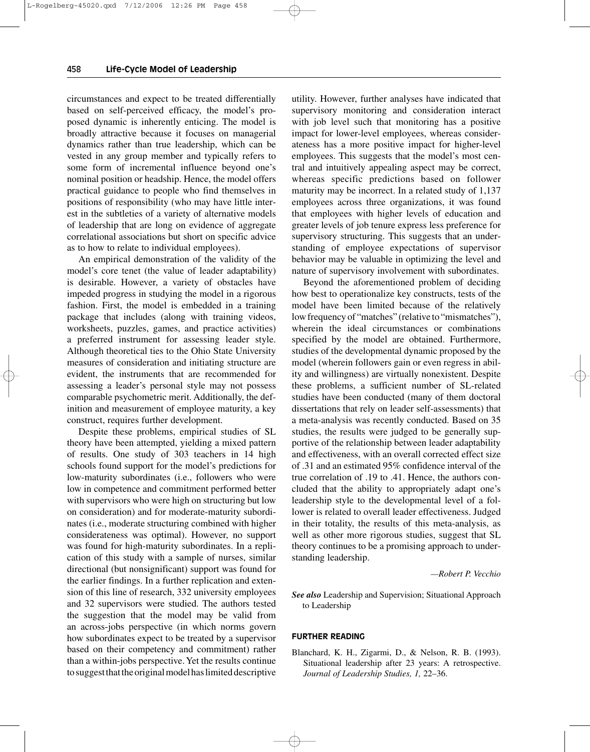circumstances and expect to be treated differentially based on self-perceived efficacy, the model's proposed dynamic is inherently enticing. The model is broadly attractive because it focuses on managerial dynamics rather than true leadership, which can be vested in any group member and typically refers to some form of incremental influence beyond one's nominal position or headship. Hence, the model offers practical guidance to people who find themselves in positions of responsibility (who may have little interest in the subtleties of a variety of alternative models of leadership that are long on evidence of aggregate correlational associations but short on specific advice as to how to relate to individual employees).

An empirical demonstration of the validity of the model's core tenet (the value of leader adaptability) is desirable. However, a variety of obstacles have impeded progress in studying the model in a rigorous fashion. First, the model is embedded in a training package that includes (along with training videos, worksheets, puzzles, games, and practice activities) a preferred instrument for assessing leader style. Although theoretical ties to the Ohio State University measures of consideration and initiating structure are evident, the instruments that are recommended for assessing a leader's personal style may not possess comparable psychometric merit. Additionally, the definition and measurement of employee maturity, a key construct, requires further development.

Despite these problems, empirical studies of SL theory have been attempted, yielding a mixed pattern of results. One study of 303 teachers in 14 high schools found support for the model's predictions for low-maturity subordinates (i.e., followers who were low in competence and commitment performed better with supervisors who were high on structuring but low on consideration) and for moderate-maturity subordinates (i.e., moderate structuring combined with higher considerateness was optimal). However, no support was found for high-maturity subordinates. In a replication of this study with a sample of nurses, similar directional (but nonsignificant) support was found for the earlier findings. In a further replication and extension of this line of research, 332 university employees and 32 supervisors were studied. The authors tested the suggestion that the model may be valid from an across-jobs perspective (in which norms govern how subordinates expect to be treated by a supervisor based on their competency and commitment) rather than a within-jobs perspective. Yet the results continue to suggest that the original model has limited descriptive utility. However, further analyses have indicated that supervisory monitoring and consideration interact with job level such that monitoring has a positive impact for lower-level employees, whereas considerateness has a more positive impact for higher-level employees. This suggests that the model's most central and intuitively appealing aspect may be correct, whereas specific predictions based on follower maturity may be incorrect. In a related study of 1,137 employees across three organizations, it was found that employees with higher levels of education and greater levels of job tenure express less preference for supervisory structuring. This suggests that an understanding of employee expectations of supervisor behavior may be valuable in optimizing the level and nature of supervisory involvement with subordinates.

Beyond the aforementioned problem of deciding how best to operationalize key constructs, tests of the model have been limited because of the relatively low frequency of "matches" (relative to "mismatches"), wherein the ideal circumstances or combinations specified by the model are obtained. Furthermore, studies of the developmental dynamic proposed by the model (wherein followers gain or even regress in ability and willingness) are virtually nonexistent. Despite these problems, a sufficient number of SL-related studies have been conducted (many of them doctoral dissertations that rely on leader self-assessments) that a meta-analysis was recently conducted. Based on 35 studies, the results were judged to be generally supportive of the relationship between leader adaptability and effectiveness, with an overall corrected effect size of .31 and an estimated 95% confidence interval of the true correlation of .19 to .41. Hence, the authors concluded that the ability to appropriately adapt one's leadership style to the developmental level of a follower is related to overall leader effectiveness. Judged in their totality, the results of this meta-analysis, as well as other more rigorous studies, suggest that SL theory continues to be a promising approach to understanding leadership.

*—Robert P. Vecchio*

***See also*** Leadership and Supervision; Situational Approach to Leadership

#### FURTHER READING

Blanchard, K. H., Zigarmi, D., & Nelson, R. B. (1993). Situational leadership after 23 years: A retrospective. *Journal of Leadership Studies, 1,* 22–36.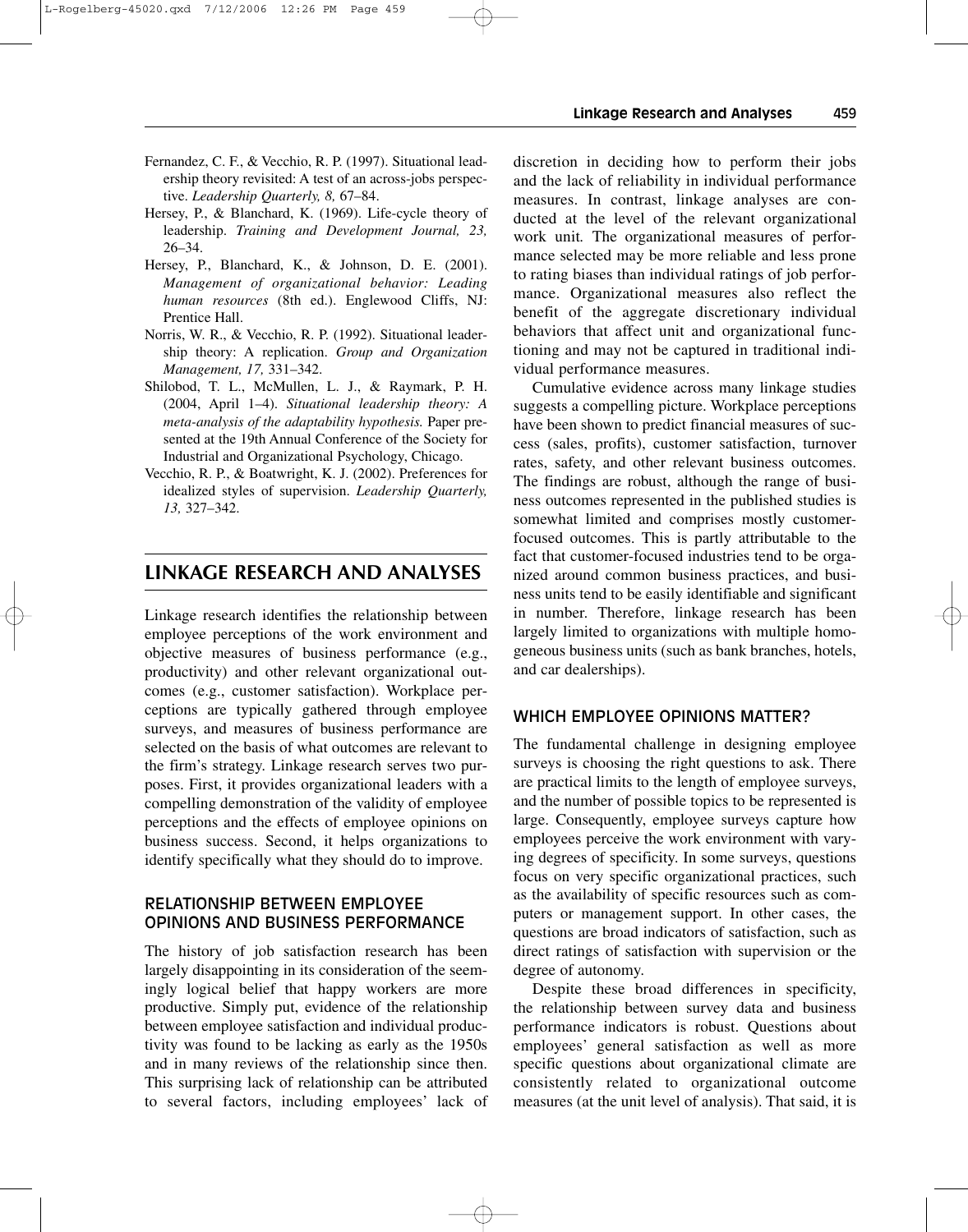Fernandez, C. F., & Vecchio, R. P. (1997). Situational leadership theory revisited: A test of an across-jobs perspective. *Leadership Quarterly, 8,* 67–84.

Hersey, P., & Blanchard, K. (1969). Life-cycle theory of leadership. *Training and Development Journal, 23,* 26–34.

Hersey, P., Blanchard, K., & Johnson, D. E. (2001). *Management of organizational behavior: Leading human resources* (8th ed.). Englewood Cliffs, NJ: Prentice Hall.

Norris, W. R., & Vecchio, R. P. (1992). Situational leadership theory: A replication. *Group and Organization Management, 17,* 331–342.

Shilobod, T. L., McMullen, L. J., & Raymark, P. H. (2004, April 1–4). *Situational leadership theory: A meta-analysis of the adaptability hypothesis.* Paper presented at the 19th Annual Conference of the Society for Industrial and Organizational Psychology, Chicago.

Vecchio, R. P., & Boatwright, K. J. (2002). Preferences for idealized styles of supervision. *Leadership Quarterly, 13,* 327–342.

# LINKAGE RESEARCH AND ANALYSES

Linkage research identifies the relationship between employee perceptions of the work environment and objective measures of business performance (e.g., productivity) and other relevant organizational outcomes (e.g., customer satisfaction). Workplace perceptions are typically gathered through employee surveys, and measures of business performance are selected on the basis of what outcomes are relevant to the firm's strategy. Linkage research serves two purposes. First, it provides organizational leaders with a compelling demonstration of the validity of employee perceptions and the effects of employee opinions on business success. Second, it helps organizations to identify specifically what they should do to improve.

## RELATIONSHIP BETWEEN EMPLOYEE OPINIONS AND BUSINESS PERFORMANCE

The history of job satisfaction research has been largely disappointing in its consideration of the seemingly logical belief that happy workers are more productive. Simply put, evidence of the relationship between employee satisfaction and individual productivity was found to be lacking as early as the 1950s and in many reviews of the relationship since then. This surprising lack of relationship can be attributed to several factors, including employees' lack of discretion in deciding how to perform their jobs and the lack of reliability in individual performance measures. In contrast, linkage analyses are conducted at the level of the relevant organizational work unit. The organizational measures of performance selected may be more reliable and less prone to rating biases than individual ratings of job performance. Organizational measures also reflect the benefit of the aggregate discretionary individual behaviors that affect unit and organizational functioning and may not be captured in traditional individual performance measures.

Cumulative evidence across many linkage studies suggests a compelling picture. Workplace perceptions have been shown to predict financial measures of success (sales, profits), customer satisfaction, turnover rates, safety, and other relevant business outcomes. The findings are robust, although the range of business outcomes represented in the published studies is somewhat limited and comprises mostly customer-focused outcomes. This is partly attributable to the fact that customer-focused industries tend to be organized around common business practices, and business units tend to be easily identifiable and significant in number. Therefore, linkage research has been largely limited to organizations with multiple homogeneous business units (such as bank branches, hotels, and car dealerships).

## WHICH EMPLOYEE OPINIONS MATTER?

The fundamental challenge in designing employee surveys is choosing the right questions to ask. There are practical limits to the length of employee surveys, and the number of possible topics to be represented is large. Consequently, employee surveys capture how employees perceive the work environment with varying degrees of specificity. In some surveys, questions focus on very specific organizational practices, such as the availability of specific resources such as computers or management support. In other cases, the questions are broad indicators of satisfaction, such as direct ratings of satisfaction with supervision or the degree of autonomy.

Despite these broad differences in specificity, the relationship between survey data and business performance indicators is robust. Questions about employees' general satisfaction as well as more specific questions about organizational climate are consistently related to organizational outcome measures (at the unit level of analysis). That said, it is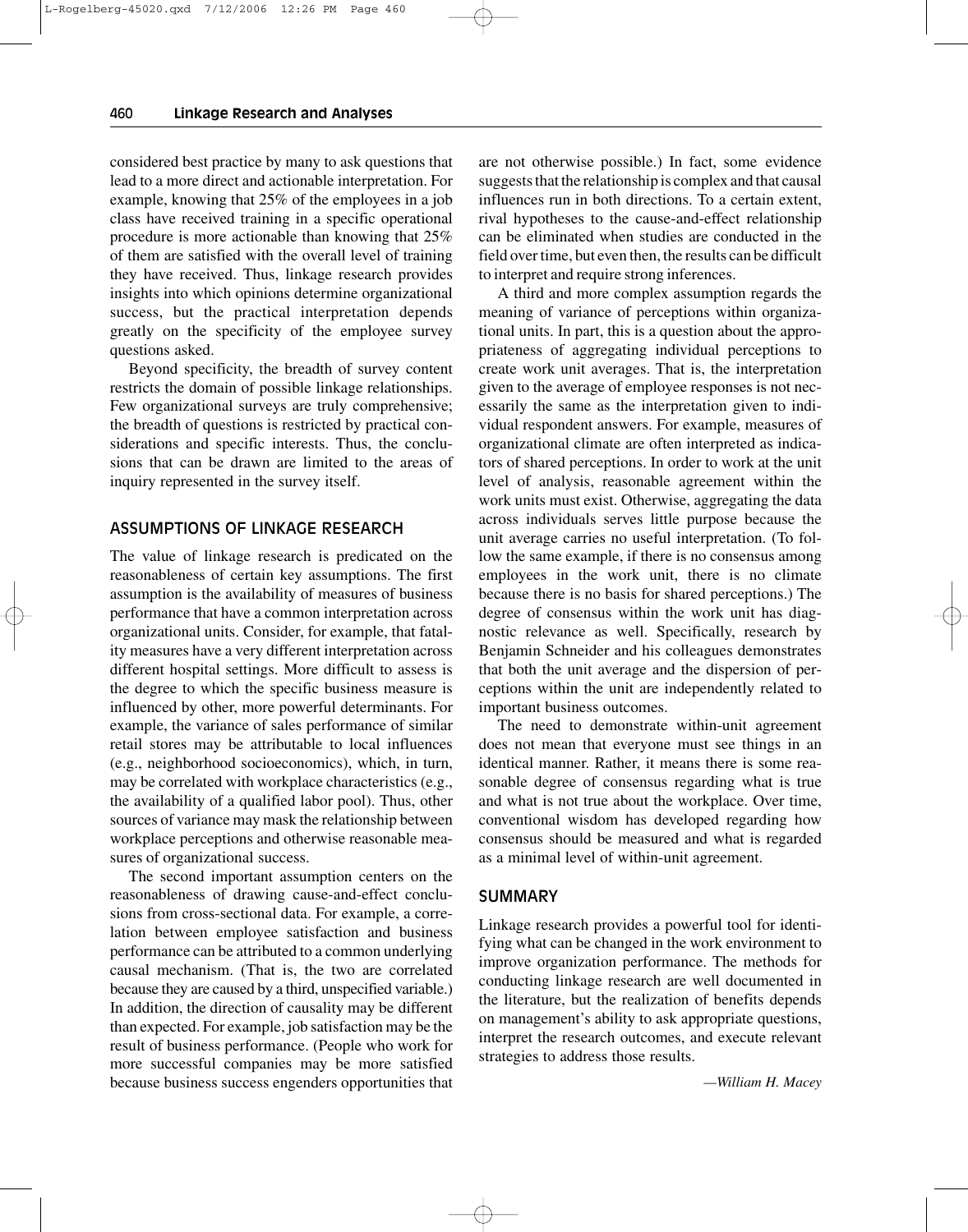considered best practice by many to ask questions that lead to a more direct and actionable interpretation. For example, knowing that 25% of the employees in a job class have received training in a specific operational procedure is more actionable than knowing that 25% of them are satisfied with the overall level of training they have received. Thus, linkage research provides insights into which opinions determine organizational success, but the practical interpretation depends greatly on the specificity of the employee survey questions asked.

Beyond specificity, the breadth of survey content restricts the domain of possible linkage relationships. Few organizational surveys are truly comprehensive; the breadth of questions is restricted by practical considerations and specific interests. Thus, the conclusions that can be drawn are limited to the areas of inquiry represented in the survey itself.

## ASSUMPTIONS OF LINKAGE RESEARCH

The value of linkage research is predicated on the reasonableness of certain key assumptions. The first assumption is the availability of measures of business performance that have a common interpretation across organizational units. Consider, for example, that fatality measures have a very different interpretation across different hospital settings. More difficult to assess is the degree to which the specific business measure is influenced by other, more powerful determinants. For example, the variance of sales performance of similar retail stores may be attributable to local influences (e.g., neighborhood socioeconomics), which, in turn, may be correlated with workplace characteristics (e.g., the availability of a qualified labor pool). Thus, other sources of variance may mask the relationship between workplace perceptions and otherwise reasonable measures of organizational success.

The second important assumption centers on the reasonableness of drawing cause-and-effect conclusions from cross-sectional data. For example, a correlation between employee satisfaction and business performance can be attributed to a common underlying causal mechanism. (That is, the two are correlated because they are caused by a third, unspecified variable.) In addition, the direction of causality may be different than expected. For example, job satisfaction may be the result of business performance. (People who work for more successful companies may be more satisfied because business success engenders opportunities that are not otherwise possible.) In fact, some evidence suggests that the relationship is complex and that causal influences run in both directions. To a certain extent, rival hypotheses to the cause-and-effect relationship can be eliminated when studies are conducted in the field over time, but even then, the results can be difficult to interpret and require strong inferences.

A third and more complex assumption regards the meaning of variance of perceptions within organizational units. In part, this is a question about the appropriateness of aggregating individual perceptions to create work unit averages. That is, the interpretation given to the average of employee responses is not necessarily the same as the interpretation given to individual respondent answers. For example, measures of organizational climate are often interpreted as indicators of shared perceptions. In order to work at the unit level of analysis, reasonable agreement within the work units must exist. Otherwise, aggregating the data across individuals serves little purpose because the unit average carries no useful interpretation. (To follow the same example, if there is no consensus among employees in the work unit, there is no climate because there is no basis for shared perceptions.) The degree of consensus within the work unit has diagnostic relevance as well. Specifically, research by Benjamin Schneider and his colleagues demonstrates that both the unit average and the dispersion of perceptions within the unit are independently related to important business outcomes.

The need to demonstrate within-unit agreement does not mean that everyone must see things in an identical manner. Rather, it means there is some reasonable degree of consensus regarding what is true and what is not true about the workplace. Over time, conventional wisdom has developed regarding how consensus should be measured and what is regarded as a minimal level of within-unit agreement.

## SUMMARY

Linkage research provides a powerful tool for identifying what can be changed in the work environment to improve organization performance. The methods for conducting linkage research are well documented in the literature, but the realization of benefits depends on management's ability to ask appropriate questions, interpret the research outcomes, and execute relevant strategies to address those results.

*—William H. Macey*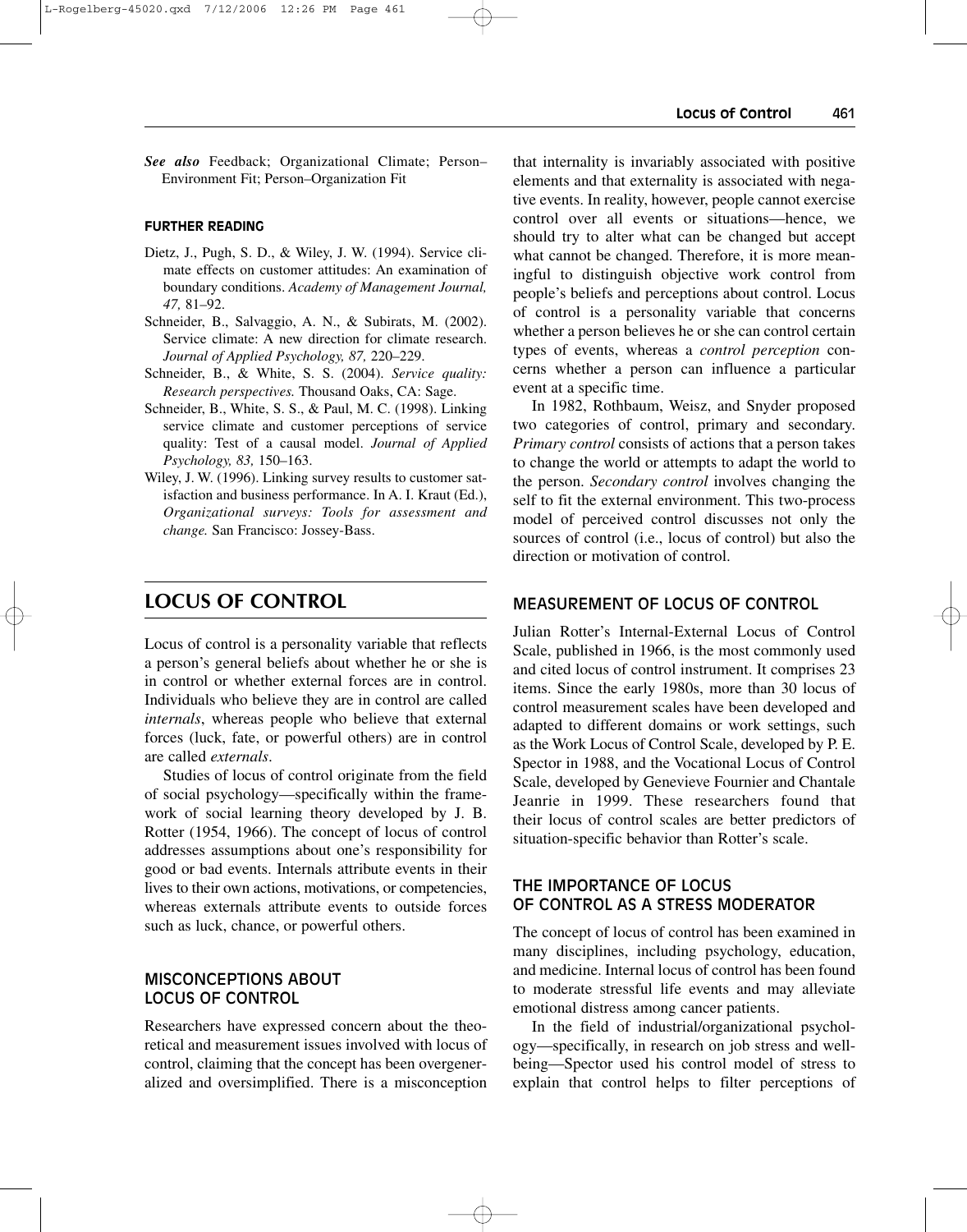*See also* Feedback; Organizational Climate; Person–Environment Fit; Person–Organization Fit

### FURTHER READING

Dietz, J., Pugh, S. D., & Wiley, J. W. (1994). Service climate effects on customer attitudes: An examination of boundary conditions. *Academy of Management Journal, 47,* 81–92.

Schneider, B., Salvaggio, A. N., & Subirats, M. (2002). Service climate: A new direction for climate research. *Journal of Applied Psychology, 87,* 220–229.

Schneider, B., & White, S. S. (2004). *Service quality: Research perspectives.* Thousand Oaks, CA: Sage.

Schneider, B., White, S. S., & Paul, M. C. (1998). Linking service climate and customer perceptions of service quality: Test of a causal model. *Journal of Applied Psychology, 83,* 150–163.

Wiley, J. W. (1996). Linking survey results to customer satisfaction and business performance. In A. I. Kraut (Ed.), *Organizational surveys: Tools for assessment and change.* San Francisco: Jossey-Bass.

# LOCUS OF CONTROL

Locus of control is a personality variable that reflects a person's general beliefs about whether he or she is in control or whether external forces are in control. Individuals who believe they are in control are called *internals*, whereas people who believe that external forces (luck, fate, or powerful others) are in control are called *externals*.

Studies of locus of control originate from the field of social psychology—specifically within the framework of social learning theory developed by J. B. Rotter (1954, 1966). The concept of locus of control addresses assumptions about one's responsibility for good or bad events. Internals attribute events in their lives to their own actions, motivations, or competencies, whereas externals attribute events to outside forces such as luck, chance, or powerful others.

## MISCONCEPTIONS ABOUT LOCUS OF CONTROL

Researchers have expressed concern about the theoretical and measurement issues involved with locus of control, claiming that the concept has been overgeneralized and oversimplified. There is a misconception that internality is invariably associated with positive elements and that externality is associated with negative events. In reality, however, people cannot exercise control over all events or situations—hence, we should try to alter what can be changed but accept what cannot be changed. Therefore, it is more meaningful to distinguish objective work control from people's beliefs and perceptions about control. Locus of control is a personality variable that concerns whether a person believes he or she can control certain types of events, whereas a *control perception* concerns whether a person can influence a particular event at a specific time.

In 1982, Rothbaum, Weisz, and Snyder proposed two categories of control, primary and secondary. *Primary control* consists of actions that a person takes to change the world or attempts to adapt the world to the person. *Secondary control* involves changing the self to fit the external environment. This two-process model of perceived control discusses not only the sources of control (i.e., locus of control) but also the direction or motivation of control.

## MEASUREMENT OF LOCUS OF CONTROL

Julian Rotter's Internal-External Locus of Control Scale, published in 1966, is the most commonly used and cited locus of control instrument. It comprises 23 items. Since the early 1980s, more than 30 locus of control measurement scales have been developed and adapted to different domains or work settings, such as the Work Locus of Control Scale, developed by P. E. Spector in 1988, and the Vocational Locus of Control Scale, developed by Genevieve Fournier and Chantale Jeanrie in 1999. These researchers found that their locus of control scales are better predictors of situation-specific behavior than Rotter's scale.

## THE IMPORTANCE OF LOCUS OF CONTROL AS A STRESS MODERATOR

The concept of locus of control has been examined in many disciplines, including psychology, education, and medicine. Internal locus of control has been found to moderate stressful life events and may alleviate emotional distress among cancer patients.

In the field of industrial/organizational psychology—specifically, in research on job stress and well-being—Spector used his control model of stress to explain that control helps to filter perceptions of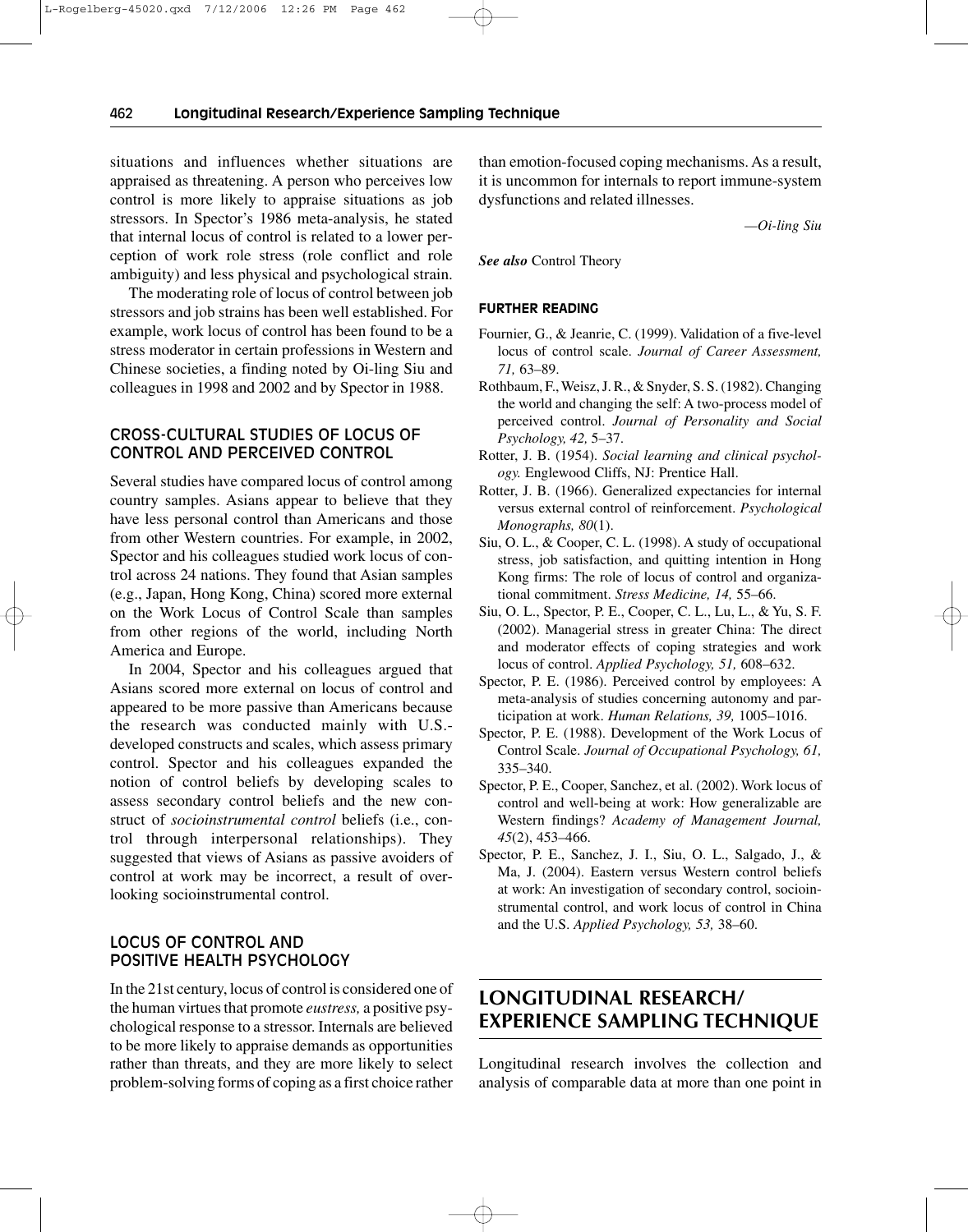situations and influences whether situations are appraised as threatening. A person who perceives low control is more likely to appraise situations as job stressors. In Spector's 1986 meta-analysis, he stated that internal locus of control is related to a lower perception of work role stress (role conflict and role ambiguity) and less physical and psychological strain.

The moderating role of locus of control between job stressors and job strains has been well established. For example, work locus of control has been found to be a stress moderator in certain professions in Western and Chinese societies, a finding noted by Oi-ling Siu and colleagues in 1998 and 2002 and by Spector in 1988.

### CROSS-CULTURAL STUDIES OF LOCUS OF CONTROL AND PERCEIVED CONTROL

Several studies have compared locus of control among country samples. Asians appear to believe that they have less personal control than Americans and those from other Western countries. For example, in 2002, Spector and his colleagues studied work locus of control across 24 nations. They found that Asian samples (e.g., Japan, Hong Kong, China) scored more external on the Work Locus of Control Scale than samples from other regions of the world, including North America and Europe.

In 2004, Spector and his colleagues argued that Asians scored more external on locus of control and appeared to be more passive than Americans because the research was conducted mainly with U.S.-developed constructs and scales, which assess primary control. Spector and his colleagues expanded the notion of control beliefs by developing scales to assess secondary control beliefs and the new construct of *socioinstrumental control* beliefs (i.e., control through interpersonal relationships). They suggested that views of Asians as passive avoiders of control at work may be incorrect, a result of overlooking socioinstrumental control.

### LOCUS OF CONTROL AND POSITIVE HEALTH PSYCHOLOGY

In the 21st century, locus of control is considered one of the human virtues that promote *eustress,* a positive psychological response to a stressor. Internals are believed to be more likely to appraise demands as opportunities rather than threats, and they are more likely to select problem-solving forms of coping as a first choice rather than emotion-focused coping mechanisms. As a result, it is uncommon for internals to report immune-system dysfunctions and related illnesses.

—*Oi-ling Siu*

***See also*** Control Theory

#### FURTHER READING

Fournier, G., & Jeanrie, C. (1999). Validation of a five-level locus of control scale. *Journal of Career Assessment, 71,* 63–89.

Rothbaum, F., Weisz, J. R., & Snyder, S. S. (1982). Changing the world and changing the self: A two-process model of perceived control. *Journal of Personality and Social Psychology, 42,* 5–37.

Rotter, J. B. (1954). *Social learning and clinical psychology.* Englewood Cliffs, NJ: Prentice Hall.

Rotter, J. B. (1966). Generalized expectancies for internal versus external control of reinforcement. *Psychological Monographs, 80*(1).

Siu, O. L., & Cooper, C. L. (1998). A study of occupational stress, job satisfaction, and quitting intention in Hong Kong firms: The role of locus of control and organizational commitment. *Stress Medicine, 14,* 55–66.

Siu, O. L., Spector, P. E., Cooper, C. L., Lu, L., & Yu, S. F. (2002). Managerial stress in greater China: The direct and moderator effects of coping strategies and work locus of control. *Applied Psychology, 51,* 608–632.

Spector, P. E. (1986). Perceived control by employees: A meta-analysis of studies concerning autonomy and participation at work. *Human Relations, 39,* 1005–1016.

Spector, P. E. (1988). Development of the Work Locus of Control Scale. *Journal of Occupational Psychology, 61,* 335–340.

Spector, P. E., Cooper, Sanchez, et al. (2002). Work locus of control and well-being at work: How generalizable are Western findings? *Academy of Management Journal, 45*(2), 453–466.

Spector, P. E., Sanchez, J. I., Siu, O. L., Salgado, J., & Ma, J. (2004). Eastern versus Western control beliefs at work: An investigation of secondary control, socioinstrumental control, and work locus of control in China and the U.S. *Applied Psychology, 53,* 38–60.

## LONGITUDINAL RESEARCH/ EXPERIENCE SAMPLING TECHNIQUE

Longitudinal research involves the collection and analysis of comparable data at more than one point in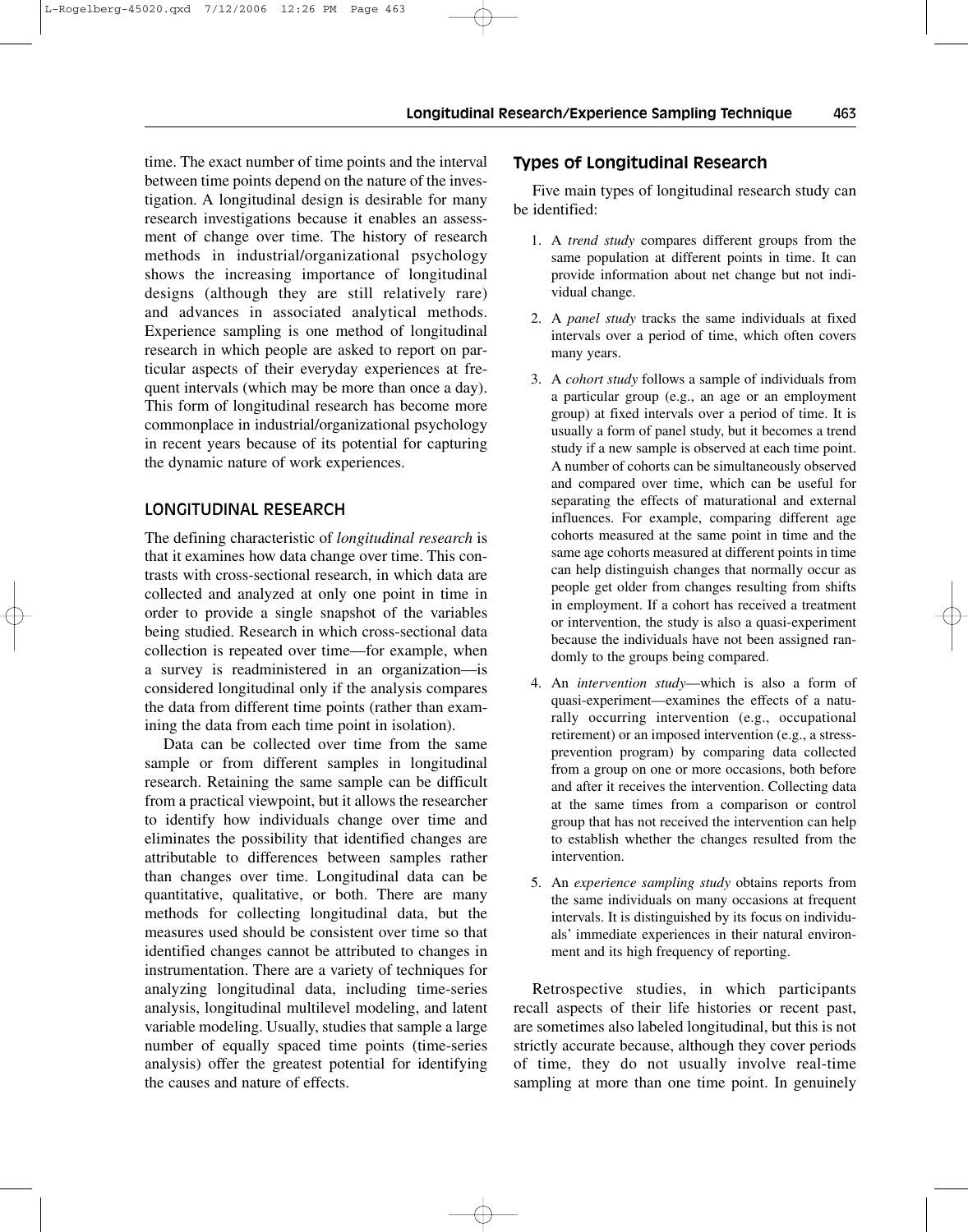time. The exact number of time points and the interval between time points depend on the nature of the investigation. A longitudinal design is desirable for many research investigations because it enables an assessment of change over time. The history of research methods in industrial/organizational psychology shows the increasing importance of longitudinal designs (although they are still relatively rare) and advances in associated analytical methods. Experience sampling is one method of longitudinal research in which people are asked to report on particular aspects of their everyday experiences at frequent intervals (which may be more than once a day). This form of longitudinal research has become more commonplace in industrial/organizational psychology in recent years because of its potential for capturing the dynamic nature of work experiences.

## LONGITUDINAL RESEARCH

The defining characteristic of *longitudinal research* is that it examines how data change over time. This contrasts with cross-sectional research, in which data are collected and analyzed at only one point in time in order to provide a single snapshot of the variables being studied. Research in which cross-sectional data collection is repeated over time—for example, when a survey is readministered in an organization—is considered longitudinal only if the analysis compares the data from different time points (rather than examining the data from each time point in isolation).

Data can be collected over time from the same sample or from different samples in longitudinal research. Retaining the same sample can be difficult from a practical viewpoint, but it allows the researcher to identify how individuals change over time and eliminates the possibility that identified changes are attributable to differences between samples rather than changes over time. Longitudinal data can be quantitative, qualitative, or both. There are many methods for collecting longitudinal data, but the measures used should be consistent over time so that identified changes cannot be attributed to changes in instrumentation. There are a variety of techniques for analyzing longitudinal data, including time-series analysis, longitudinal multilevel modeling, and latent variable modeling. Usually, studies that sample a large number of equally spaced time points (time-series analysis) offer the greatest potential for identifying the causes and nature of effects.

### Types of Longitudinal Research

Five main types of longitudinal research study can be identified:

1. A *trend study* compares different groups from the same population at different points in time. It can provide information about net change but not individual change.
2. A *panel study* tracks the same individuals at fixed intervals over a period of time, which often covers many years.
3. A *cohort study* follows a sample of individuals from a particular group (e.g., an age or an employment group) at fixed intervals over a period of time. It is usually a form of panel study, but it becomes a trend study if a new sample is observed at each time point. A number of cohorts can be simultaneously observed and compared over time, which can be useful for separating the effects of maturational and external influences. For example, comparing different age cohorts measured at the same point in time and the same age cohorts measured at different points in time can help distinguish changes that normally occur as people get older from changes resulting from shifts in employment. If a cohort has received a treatment or intervention, the study is also a quasi-experiment because the individuals have not been assigned randomly to the groups being compared.
4. An *intervention study*—which is also a form of quasi-experiment—examines the effects of a naturally occurring intervention (e.g., occupational retirement) or an imposed intervention (e.g., a stress-prevention program) by comparing data collected from a group on one or more occasions, both before and after it receives the intervention. Collecting data at the same times from a comparison or control group that has not received the intervention can help to establish whether the changes resulted from the intervention.
5. An *experience sampling study* obtains reports from the same individuals on many occasions at frequent intervals. It is distinguished by its focus on individuals' immediate experiences in their natural environment and its high frequency of reporting.

Retrospective studies, in which participants recall aspects of their life histories or recent past, are sometimes also labeled longitudinal, but this is not strictly accurate because, although they cover periods of time, they do not usually involve real-time sampling at more than one time point. In genuinely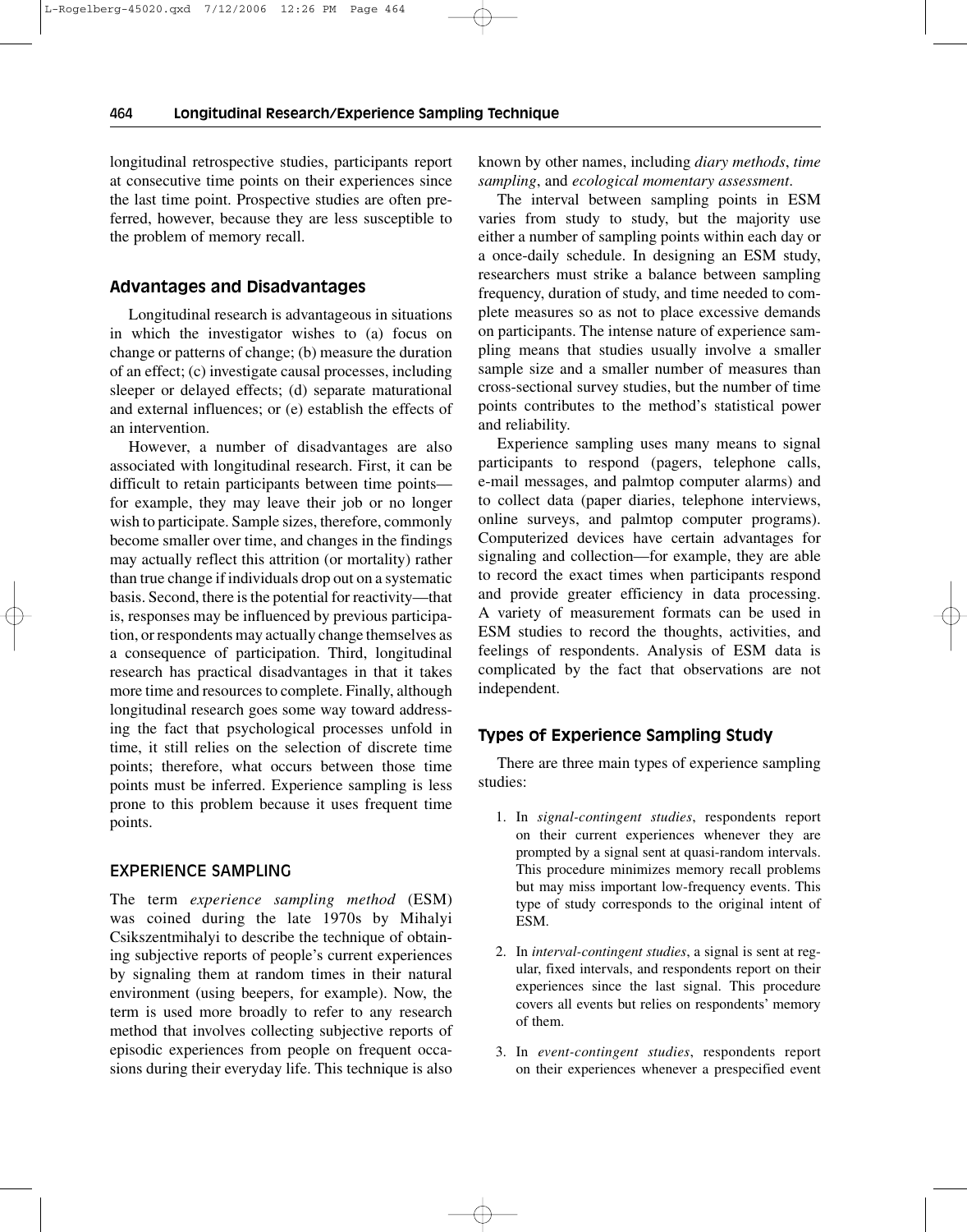longitudinal retrospective studies, participants report at consecutive time points on their experiences since the last time point. Prospective studies are often preferred, however, because they are less susceptible to the problem of memory recall.

### Advantages and Disadvantages

Longitudinal research is advantageous in situations in which the investigator wishes to (a) focus on change or patterns of change; (b) measure the duration of an effect; (c) investigate causal processes, including sleeper or delayed effects; (d) separate maturational and external influences; or (e) establish the effects of an intervention.

However, a number of disadvantages are also associated with longitudinal research. First, it can be difficult to retain participants between time points—for example, they may leave their job or no longer wish to participate. Sample sizes, therefore, commonly become smaller over time, and changes in the findings may actually reflect this attrition (or mortality) rather than true change if individuals drop out on a systematic basis. Second, there is the potential for reactivity—that is, responses may be influenced by previous participation, or respondents may actually change themselves as a consequence of participation. Third, longitudinal research has practical disadvantages in that it takes more time and resources to complete. Finally, although longitudinal research goes some way toward addressing the fact that psychological processes unfold in time, it still relies on the selection of discrete time points; therefore, what occurs between those time points must be inferred. Experience sampling is less prone to this problem because it uses frequent time points.

## EXPERIENCE SAMPLING

The term *experience sampling method* (ESM) was coined during the late 1970s by Mihalyi Csikszentmihalyi to describe the technique of obtaining subjective reports of people's current experiences by signaling them at random times in their natural environment (using beepers, for example). Now, the term is used more broadly to refer to any research method that involves collecting subjective reports of episodic experiences from people on frequent occasions during their everyday life. This technique is also known by other names, including *diary methods*, *time sampling*, and *ecological momentary assessment*.

The interval between sampling points in ESM varies from study to study, but the majority use either a number of sampling points within each day or a once-daily schedule. In designing an ESM study, researchers must strike a balance between sampling frequency, duration of study, and time needed to complete measures so as not to place excessive demands on participants. The intense nature of experience sampling means that studies usually involve a smaller sample size and a smaller number of measures than cross-sectional survey studies, but the number of time points contributes to the method's statistical power and reliability.

Experience sampling uses many means to signal participants to respond (pagers, telephone calls, e-mail messages, and palmtop computer alarms) and to collect data (paper diaries, telephone interviews, online surveys, and palmtop computer programs). Computerized devices have certain advantages for signaling and collection—for example, they are able to record the exact times when participants respond and provide greater efficiency in data processing. A variety of measurement formats can be used in ESM studies to record the thoughts, activities, and feelings of respondents. Analysis of ESM data is complicated by the fact that observations are not independent.

### Types of Experience Sampling Study

There are three main types of experience sampling studies:

1. In *signal-contingent studies*, respondents report on their current experiences whenever they are prompted by a signal sent at quasi-random intervals. This procedure minimizes memory recall problems but may miss important low-frequency events. This type of study corresponds to the original intent of ESM.

2. In *interval-contingent studies*, a signal is sent at regular, fixed intervals, and respondents report on their experiences since the last signal. This procedure covers all events but relies on respondents' memory of them.

3. In *event-contingent studies*, respondents report on their experiences whenever a prespecified event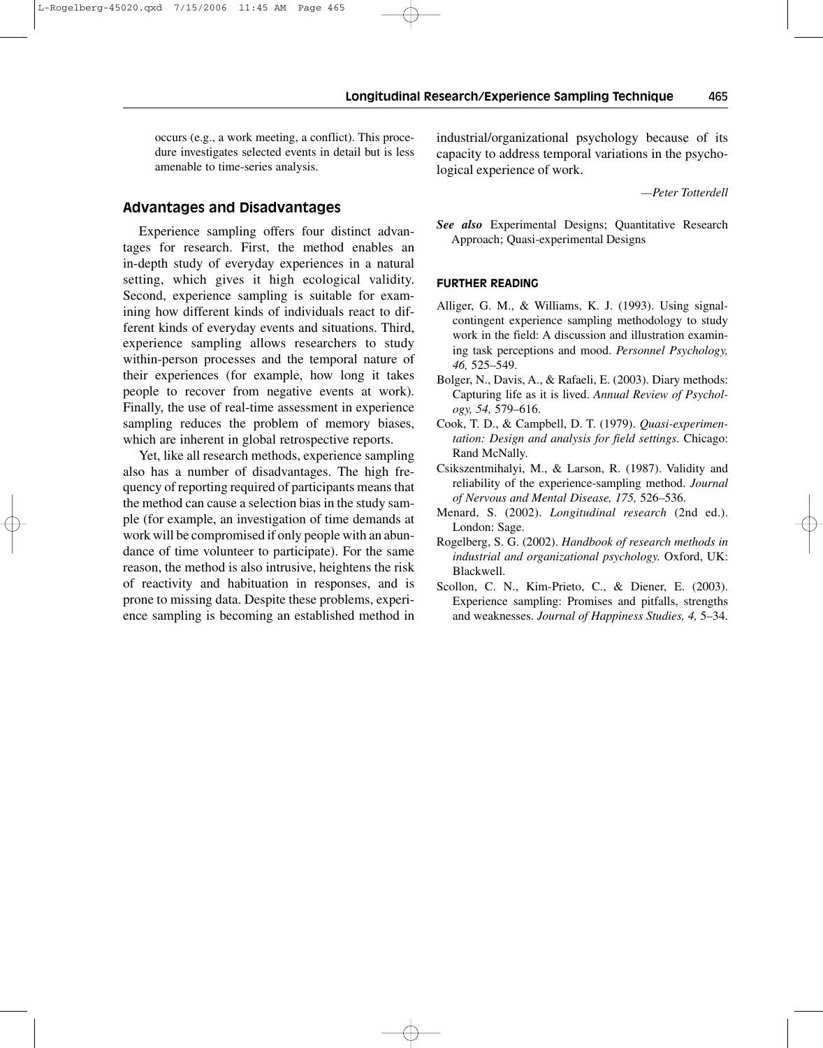occurs (e.g., a work meeting, a conflict). This procedure investigates selected events in detail but is less amenable to time-series analysis.

## Advantages and Disadvantages

Experience sampling offers four distinct advantages for research. First, the method enables an in-depth study of everyday experiences in a natural setting, which gives it high ecological validity. Second, experience sampling is suitable for examining how different kinds of individuals react to different kinds of everyday events and situations. Third, experience sampling allows researchers to study within-person processes and the temporal nature of their experiences (for example, how long it takes people to recover from negative events at work). Finally, the use of real-time assessment in experience sampling reduces the problem of memory biases, which are inherent in global retrospective reports.

Yet, like all research methods, experience sampling also has a number of disadvantages. The high frequency of reporting required of participants means that the method can cause a selection bias in the study sample (for example, an investigation of time demands at work will be compromised if only people with an abundance of time volunteer to participate). For the same reason, the method is also intrusive, heightens the risk of reactivity and habituation in responses, and is prone to missing data. Despite these problems, experience sampling is becoming an established method in industrial/organizational psychology because of its capacity to address temporal variations in the psychological experience of work.

—*Peter Totterdell*

***See also*** Experimental Designs; Quantitative Research Approach; Quasi-experimental Designs

### FURTHER READING

Alliger, G. M., & Williams, K. J. (1993). Using signal-contingent experience sampling methodology to study work in the field: A discussion and illustration examining task perceptions and mood. *Personnel Psychology, 46,* 525–549.

Bolger, N., Davis, A., & Rafaeli, E. (2003). Diary methods: Capturing life as it is lived. *Annual Review of Psychology, 54,* 579–616.

Cook, T. D., & Campbell, D. T. (1979). *Quasi-experimentation: Design and analysis for field settings.* Chicago: Rand McNally.

Csikszentmihalyi, M., & Larson, R. (1987). Validity and reliability of the experience-sampling method. *Journal of Nervous and Mental Disease, 175,* 526–536.

Menard, S. (2002). *Longitudinal research* (2nd ed.). London: Sage.

Rogelberg, S. G. (2002). *Handbook of research methods in industrial and organizational psychology.* Oxford, UK: Blackwell.

Scollon, C. N., Kim-Prieto, C., & Diener, E. (2003). Experience sampling: Promises and pitfalls, strengths and weaknesses. *Journal of Happiness Studies, 4,* 5–34.